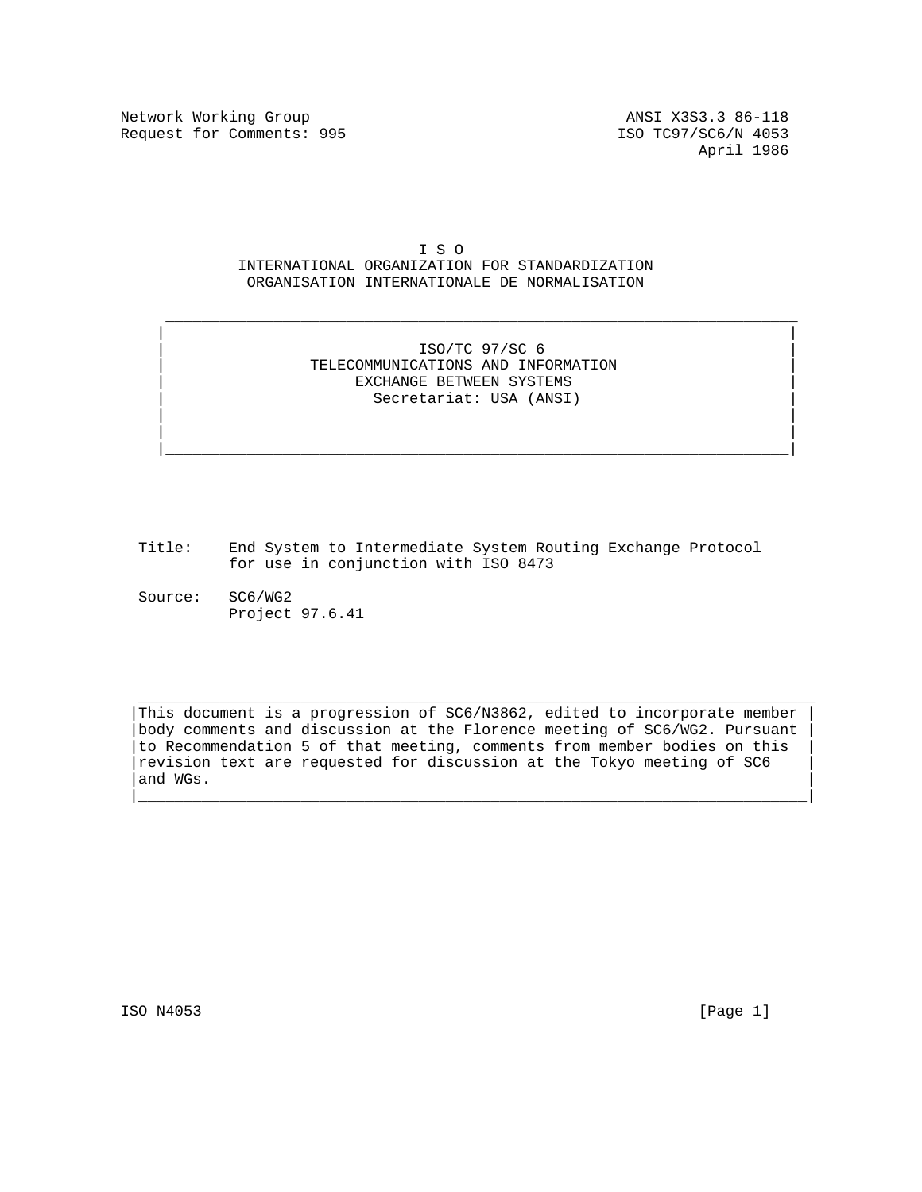Network Working Group                                    ANSI X3S3.3 86-118
Request for Comments: 995                              ISO TC97/SC6/N 4053
April 1986

# I S O

## INTERNATIONAL ORGANIZATION FOR STANDARDIZATION
## ORGANISATION INTERNATIONALE DE NORMALISATION

---

**ISO/TC 97/SC 6**
**TELECOMMUNICATIONS AND INFORMATION EXCHANGE BETWEEN SYSTEMS**
Secretariat: USA (ANSI)

---

Title: End System to Intermediate System Routing Exchange Protocol for use in conjunction with ISO 8473

Source: SC6/WG2
Project 97.6.41

---

This document is a progression of SC6/N3862, edited to incorporate member body comments and discussion at the Florence meeting of SC6/WG2. Pursuant to Recommendation 5 of that meeting, comments from member bodies on this revision text are requested for discussion at the Tokyo meeting of SC6 and WGs.

---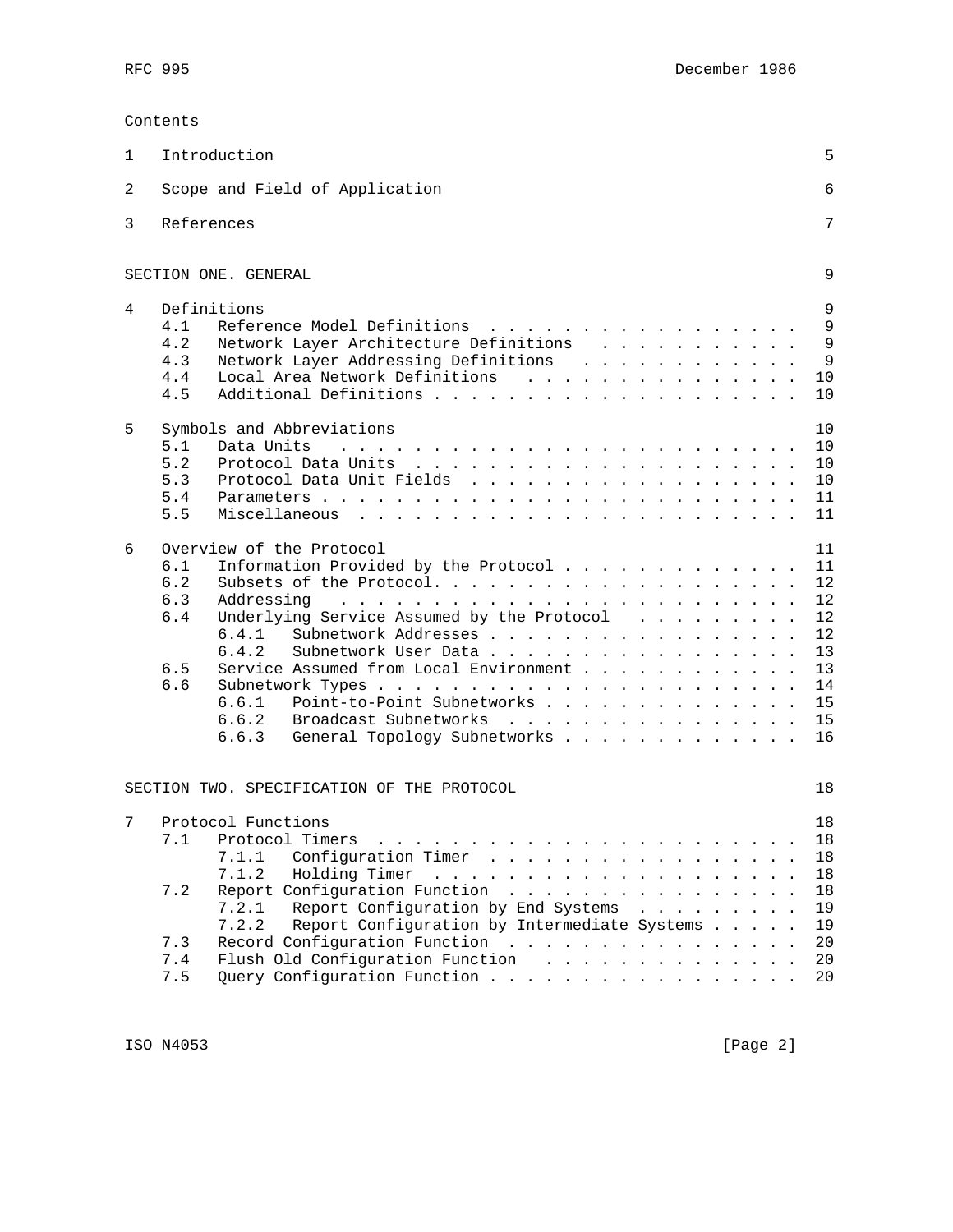Contents

| | | | |
|---|---|---|---|
| 1 | Introduction | | 5 |
| 2 | Scope and Field of Application | | 6 |
| 3 | References | | 7 |
| | SECTION ONE. GENERAL | | 9 |
| 4 | Definitions | | 9 |
| | 4.1 | Reference Model Definitions | 9 |
| | 4.2 | Network Layer Architecture Definitions | 9 |
| | 4.3 | Network Layer Addressing Definitions | 9 |
| | 4.4 | Local Area Network Definitions | 10 |
| | 4.5 | Additional Definitions | 10 |
| 5 | Symbols and Abbreviations | | 10 |
| | 5.1 | Data Units | 10 |
| | 5.2 | Protocol Data Units | 10 |
| | 5.3 | Protocol Data Unit Fields | 10 |
| | 5.4 | Parameters | 11 |
| | 5.5 | Miscellaneous | 11 |
| 6 | Overview of the Protocol | | 11 |
| | 6.1 | Information Provided by the Protocol | 11 |
| | 6.2 | Subsets of the Protocol. | 12 |
| | 6.3 | Addressing | 12 |
| | 6.4 | Underlying Service Assumed by the Protocol | 12 |
| | | 6.4.1 Subnetwork Addresses | 12 |
| | | 6.4.2 Subnetwork User Data | 13 |
| | 6.5 | Service Assumed from Local Environment | 13 |
| | 6.6 | Subnetwork Types | 14 |
| | | 6.6.1 Point-to-Point Subnetworks | 15 |
| | | 6.6.2 Broadcast Subnetworks | 15 |
| | | 6.6.3 General Topology Subnetworks | 16 |
| | SECTION TWO. SPECIFICATION OF THE PROTOCOL | | 18 |
| 7 | Protocol Functions | | 18 |
| | 7.1 | Protocol Timers | 18 |
| | | 7.1.1 Configuration Timer | 18 |
| | | 7.1.2 Holding Timer | 18 |
| | 7.2 | Report Configuration Function | 18 |
| | | 7.2.1 Report Configuration by End Systems | 19 |
| | | 7.2.2 Report Configuration by Intermediate Systems | 19 |
| | 7.3 | Record Configuration Function | 20 |
| | 7.4 | Flush Old Configuration Function | 20 |
| | 7.5 | Query Configuration Function | 20 |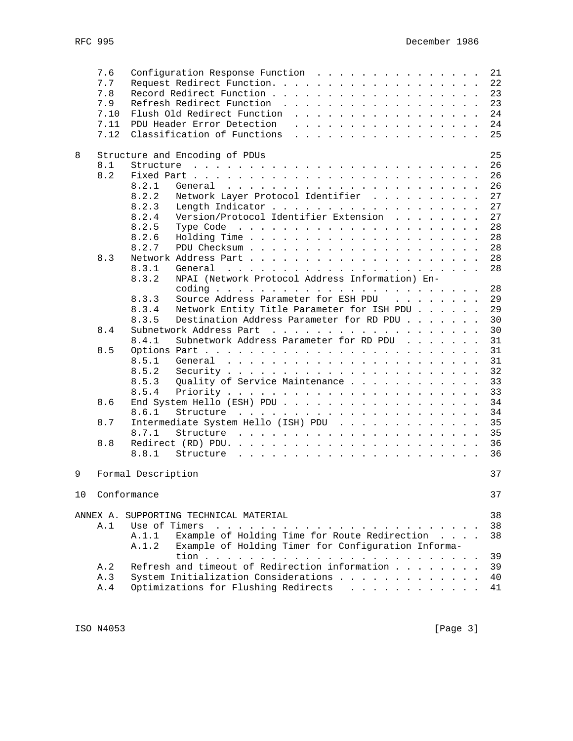```
     7.6   Configuration Response Function  . . . . . . . . . . . . . . . .  21
     7.7   Request Redirect Function. . . . . . . . . . . . . . . . . . . .  22
     7.8   Record Redirect Function . . . . . . . . . . . . . . . . . . . .  23
     7.9   Refresh Redirect Function  . . . . . . . . . . . . . . . . . . .  23
     7.10  Flush Old Redirect Function  . . . . . . . . . . . . . . . . . .  24
     7.11  PDU Header Error Detection  . . . . . . . . . . . . . . . . . .  24
     7.12  Classification of Functions  . . . . . . . . . . . . . . . . . .  25

8    Structure and Encoding of PDUs                                          25
     8.1   Structure  . . . . . . . . . . . . . . . . . . . . . . . . . . .  26
     8.2   Fixed Part . . . . . . . . . . . . . . . . . . . . . . . . . . .  26
           8.2.1   General  . . . . . . . . . . . . . . . . . . . . . . . .  26
           8.2.2   Network Layer Protocol Identifier  . . . . . . . . . . .  27
           8.2.3   Length Indicator . . . . . . . . . . . . . . . . . . . .  27
           8.2.4   Version/Protocol Identifier Extension  . . . . . . . . .  27
           8.2.5   Type Code  . . . . . . . . . . . . . . . . . . . . . . .  28
           8.2.6   Holding Time . . . . . . . . . . . . . . . . . . . . . .  28
           8.2.7   PDU Checksum . . . . . . . . . . . . . . . . . . . . . .  28
     8.3   Network Address Part . . . . . . . . . . . . . . . . . . . . . .  28
           8.3.1   General  . . . . . . . . . . . . . . . . . . . . . . . .  28
           8.3.2   NPAI (Network Protocol Address Information) En-
                   coding . . . . . . . . . . . . . . . . . . . . . . . . .  28
           8.3.3   Source Address Parameter for ESH PDU   . . . . . . . . .  29
           8.3.4   Network Entity Title Parameter for ISH PDU . . . . . . .  29
           8.3.5   Destination Address Parameter for RD PDU . . . . . . . .  30
     8.4   Subnetwork Address Part  . . . . . . . . . . . . . . . . . . . .  30
           8.4.1   Subnetwork Address Parameter for RD PDU  . . . . . . . .  31
     8.5   Options Part . . . . . . . . . . . . . . . . . . . . . . . . . .  31
           8.5.1   General  . . . . . . . . . . . . . . . . . . . . . . . .  31
           8.5.2   Security . . . . . . . . . . . . . . . . . . . . . . . .  32
           8.5.3   Quality of Service Maintenance . . . . . . . . . . . . .  33
           8.5.4   Priority . . . . . . . . . . . . . . . . . . . . . . . .  33
     8.6   End System Hello (ESH) PDU . . . . . . . . . . . . . . . . . . .  34
           8.6.1   Structure  . . . . . . . . . . . . . . . . . . . . . . .  34
     8.7   Intermediate System Hello (ISH) PDU  . . . . . . . . . . . . . .  35
           8.7.1   Structure  . . . . . . . . . . . . . . . . . . . . . . .  35
     8.8   Redirect (RD) PDU. . . . . . . . . . . . . . . . . . . . . . . .  36
           8.8.1   Structure  . . . . . . . . . . . . . . . . . . . . . . .  36

9    Formal Description                                                      37

10   Conformance                                                             37

ANNEX A. SUPPORTING TECHNICAL MATERIAL                                       38
     A.1   Use of Timers  . . . . . . . . . . . . . . . . . . . . . . . . .  38
           A.1.1   Example of Holding Time for Route Redirection  . . . . .  38
           A.1.2   Example of Holding Timer for Configuration Informa-
                   tion . . . . . . . . . . . . . . . . . . . . . . . . . .  39
     A.2   Refresh and timeout of Redirection information . . . . . . . . .  39
     A.3   System Initialization Considerations . . . . . . . . . . . . . .  40
     A.4   Optimizations for Flushing Redirects  . . . . . . . . . . . . .  41
```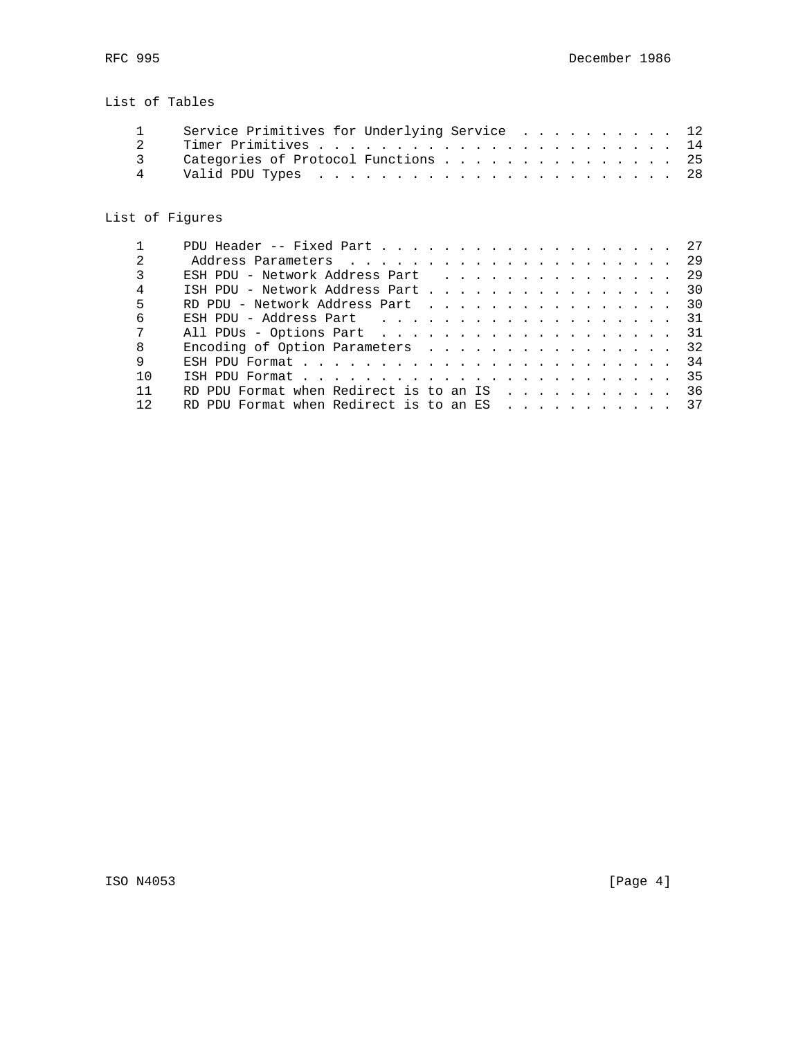## List of Tables

| | | |
|---|---|---|
| 1 | Service Primitives for Underlying Service | 12 |
| 2 | Timer Primitives | 14 |
| 3 | Categories of Protocol Functions | 25 |
| 4 | Valid PDU Types | 28 |

## List of Figures

| | | |
|---|---|---|
| 1 | PDU Header -- Fixed Part | 27 |
| 2 | Address Parameters | 29 |
| 3 | ESH PDU - Network Address Part | 29 |
| 4 | ISH PDU - Network Address Part | 30 |
| 5 | RD PDU - Network Address Part | 30 |
| 6 | ESH PDU - Address Part | 31 |
| 7 | All PDUs - Options Part | 31 |
| 8 | Encoding of Option Parameters | 32 |
| 9 | ESH PDU Format | 34 |
| 10 | ISH PDU Format | 35 |
| 11 | RD PDU Format when Redirect is to an IS | 36 |
| 12 | RD PDU Format when Redirect is to an ES | 37 |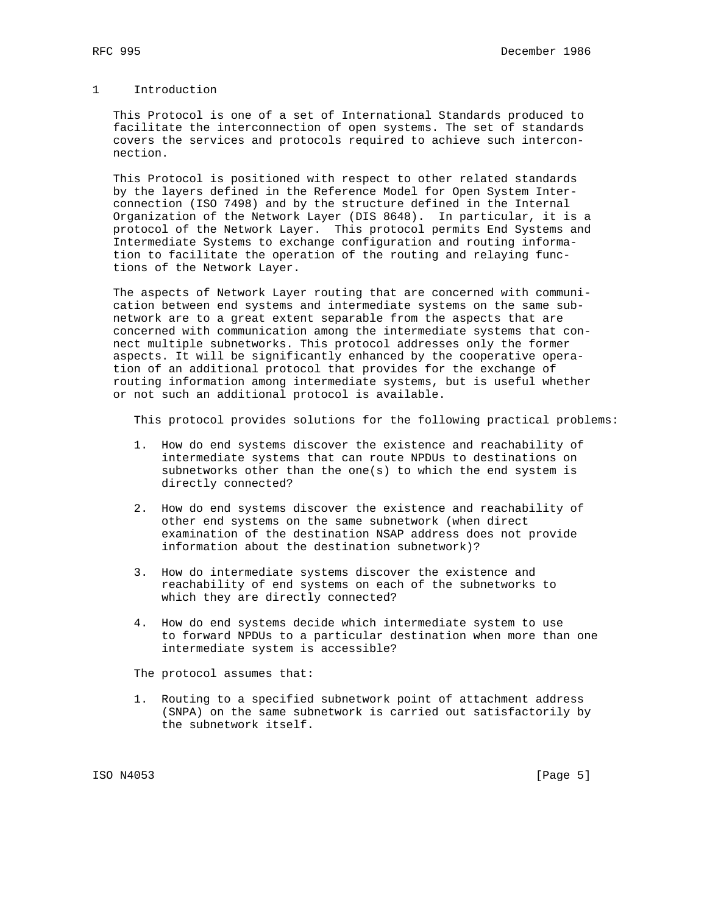# 1 Introduction

This Protocol is one of a set of International Standards produced to facilitate the interconnection of open systems. The set of standards covers the services and protocols required to achieve such interconnection.

This Protocol is positioned with respect to other related standards by the layers defined in the Reference Model for Open System Interconnection (ISO 7498) and by the structure defined in the Internal Organization of the Network Layer (DIS 8648). In particular, it is a protocol of the Network Layer. This protocol permits End Systems and Intermediate Systems to exchange configuration and routing information to facilitate the operation of the routing and relaying functions of the Network Layer.

The aspects of Network Layer routing that are concerned with communication between end systems and intermediate systems on the same subnetwork are to a great extent separable from the aspects that are concerned with communication among the intermediate systems that connect multiple subnetworks. This protocol addresses only the former aspects. It will be significantly enhanced by the cooperative operation of an additional protocol that provides for the exchange of routing information among intermediate systems, but is useful whether or not such an additional protocol is available.

This protocol provides solutions for the following practical problems:

1. How do end systems discover the existence and reachability of intermediate systems that can route NPDUs to destinations on subnetworks other than the one(s) to which the end system is directly connected?

2. How do end systems discover the existence and reachability of other end systems on the same subnetwork (when direct examination of the destination NSAP address does not provide information about the destination subnetwork)?

3. How do intermediate systems discover the existence and reachability of end systems on each of the subnetworks to which they are directly connected?

4. How do end systems decide which intermediate system to use to forward NPDUs to a particular destination when more than one intermediate system is accessible?

The protocol assumes that:

1. Routing to a specified subnetwork point of attachment address (SNPA) on the same subnetwork is carried out satisfactorily by the subnetwork itself.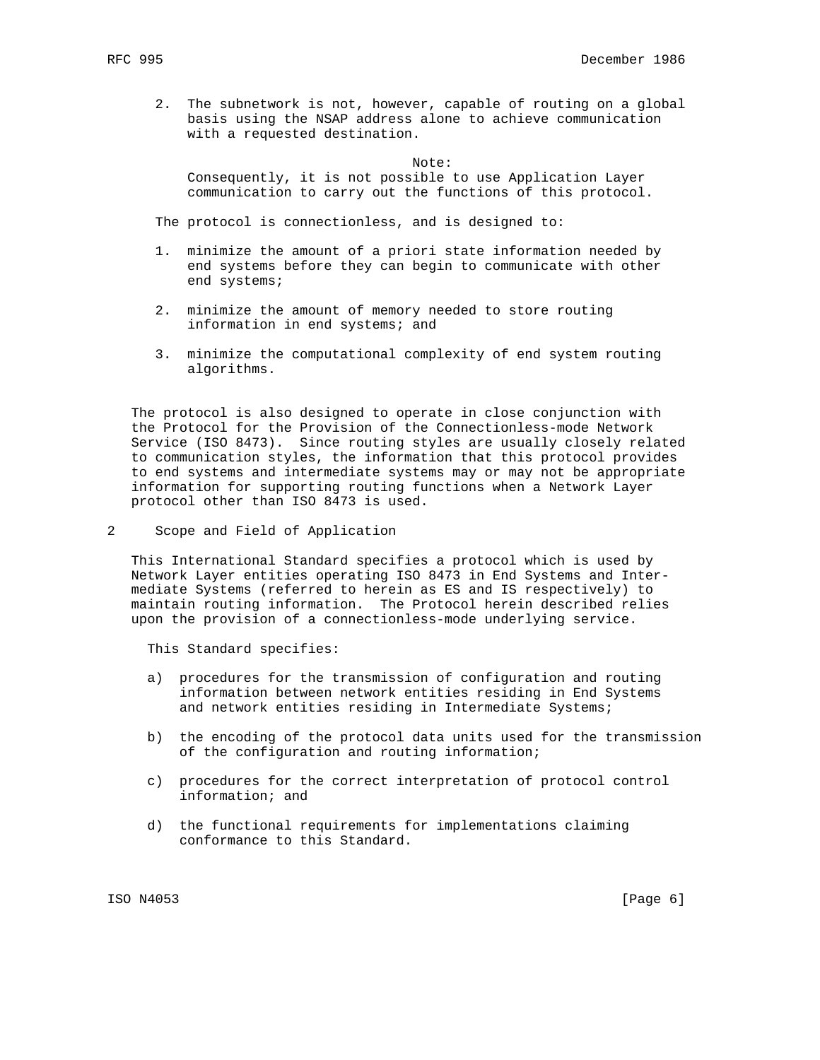2. The subnetwork is not, however, capable of routing on a global basis using the NSAP address alone to achieve communication with a requested destination.

Note:
Consequently, it is not possible to use Application Layer communication to carry out the functions of this protocol.

The protocol is connectionless, and is designed to:

1. minimize the amount of a priori state information needed by end systems before they can begin to communicate with other end systems;

2. minimize the amount of memory needed to store routing information in end systems; and

3. minimize the computational complexity of end system routing algorithms.

The protocol is also designed to operate in close conjunction with the Protocol for the Provision of the Connectionless-mode Network Service (ISO 8473). Since routing styles are usually closely related to communication styles, the information that this protocol provides to end systems and intermediate systems may or may not be appropriate information for supporting routing functions when a Network Layer protocol other than ISO 8473 is used.

## 2 Scope and Field of Application

This International Standard specifies a protocol which is used by Network Layer entities operating ISO 8473 in End Systems and Intermediate Systems (referred to herein as ES and IS respectively) to maintain routing information. The Protocol herein described relies upon the provision of a connectionless-mode underlying service.

This Standard specifies:

a) procedures for the transmission of configuration and routing information between network entities residing in End Systems and network entities residing in Intermediate Systems;

b) the encoding of the protocol data units used for the transmission of the configuration and routing information;

c) procedures for the correct interpretation of protocol control information; and

d) the functional requirements for implementations claiming conformance to this Standard.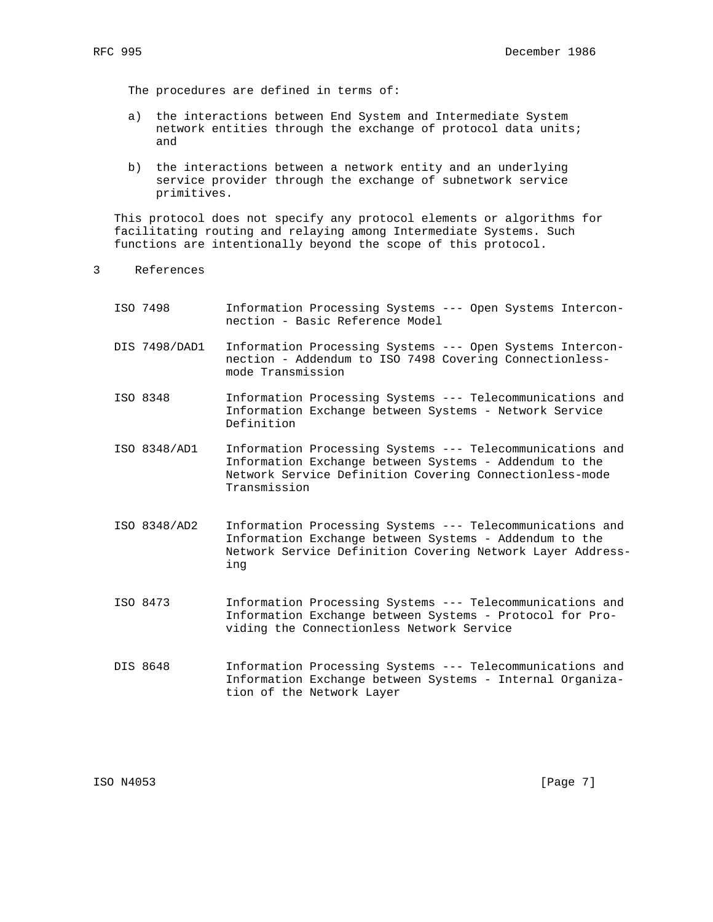The procedures are defined in terms of:

a) the interactions between End System and Intermediate System network entities through the exchange of protocol data units; and

b) the interactions between a network entity and an underlying service provider through the exchange of subnetwork service primitives.

This protocol does not specify any protocol elements or algorithms for facilitating routing and relaying among Intermediate Systems. Such functions are intentionally beyond the scope of this protocol.

## 3 References

| | |
|---|---|
| ISO 7498 | Information Processing Systems --- Open Systems Interconnection - Basic Reference Model |
| DIS 7498/DAD1 | Information Processing Systems --- Open Systems Interconnection - Addendum to ISO 7498 Covering Connectionless-mode Transmission |
| ISO 8348 | Information Processing Systems --- Telecommunications and Information Exchange between Systems - Network Service Definition |
| ISO 8348/AD1 | Information Processing Systems --- Telecommunications and Information Exchange between Systems - Addendum to the Network Service Definition Covering Connectionless-mode Transmission |
| ISO 8348/AD2 | Information Processing Systems --- Telecommunications and Information Exchange between Systems - Addendum to the Network Service Definition Covering Network Layer Addressing |
| ISO 8473 | Information Processing Systems --- Telecommunications and Information Exchange between Systems - Protocol for Providing the Connectionless Network Service |
| DIS 8648 | Information Processing Systems --- Telecommunications and Information Exchange between Systems - Internal Organization of the Network Layer |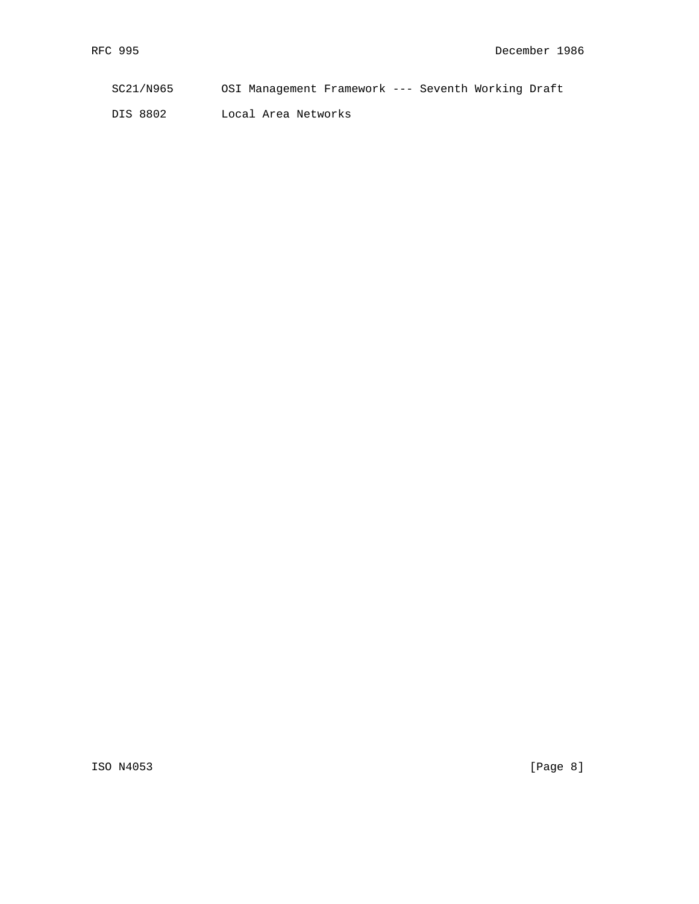| | |
|---|---|
| SC21/N965 | OSI Management Framework --- Seventh Working Draft |
| DIS 8802 | Local Area Networks |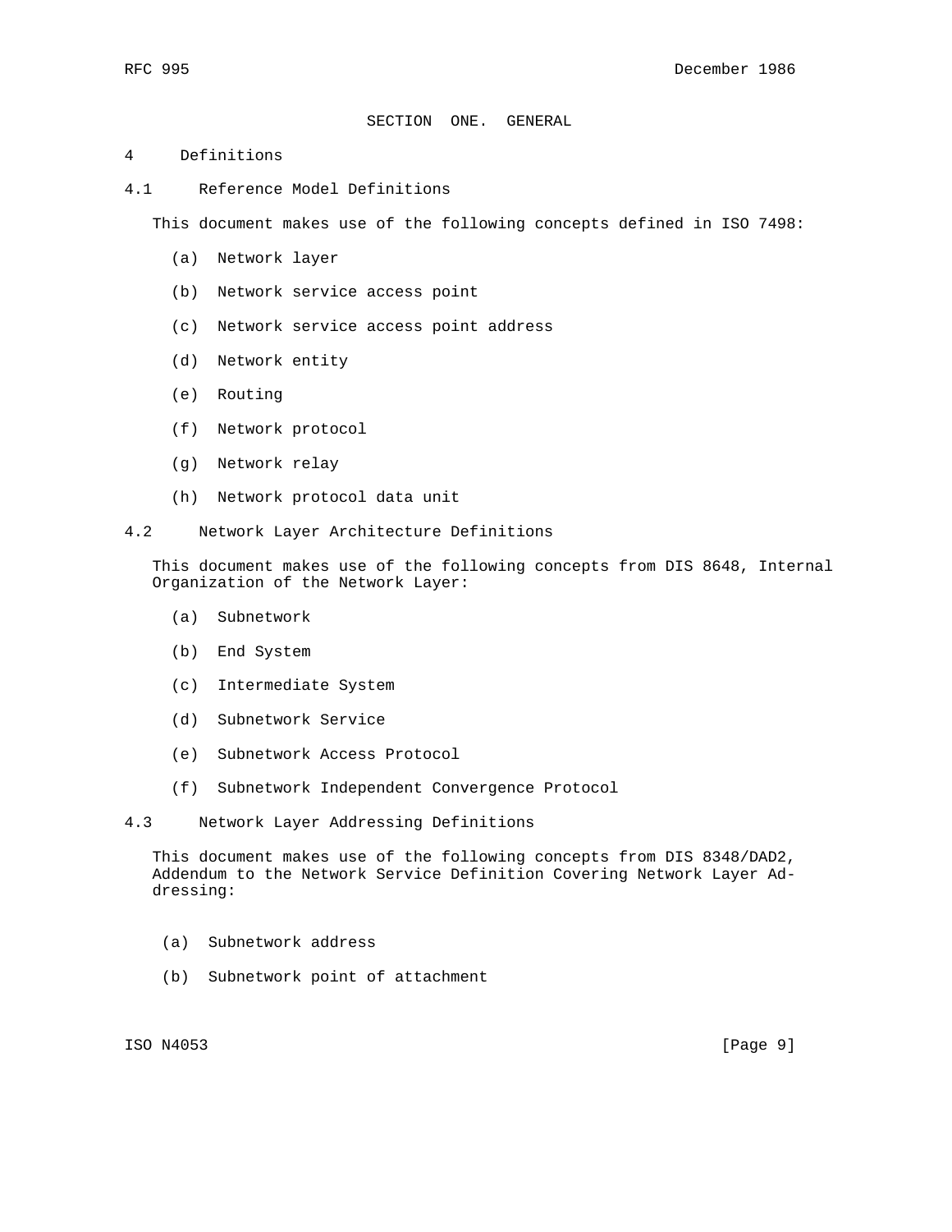# SECTION ONE. GENERAL

## 4 Definitions

### 4.1 Reference Model Definitions

This document makes use of the following concepts defined in ISO 7498:

(a) Network layer

(b) Network service access point

(c) Network service access point address

(d) Network entity

(e) Routing

(f) Network protocol

(g) Network relay

(h) Network protocol data unit

### 4.2 Network Layer Architecture Definitions

This document makes use of the following concepts from DIS 8648, Internal Organization of the Network Layer:

(a) Subnetwork

(b) End System

(c) Intermediate System

(d) Subnetwork Service

(e) Subnetwork Access Protocol

(f) Subnetwork Independent Convergence Protocol

### 4.3 Network Layer Addressing Definitions

This document makes use of the following concepts from DIS 8348/DAD2, Addendum to the Network Service Definition Covering Network Layer Addressing:

(a) Subnetwork address

(b) Subnetwork point of attachment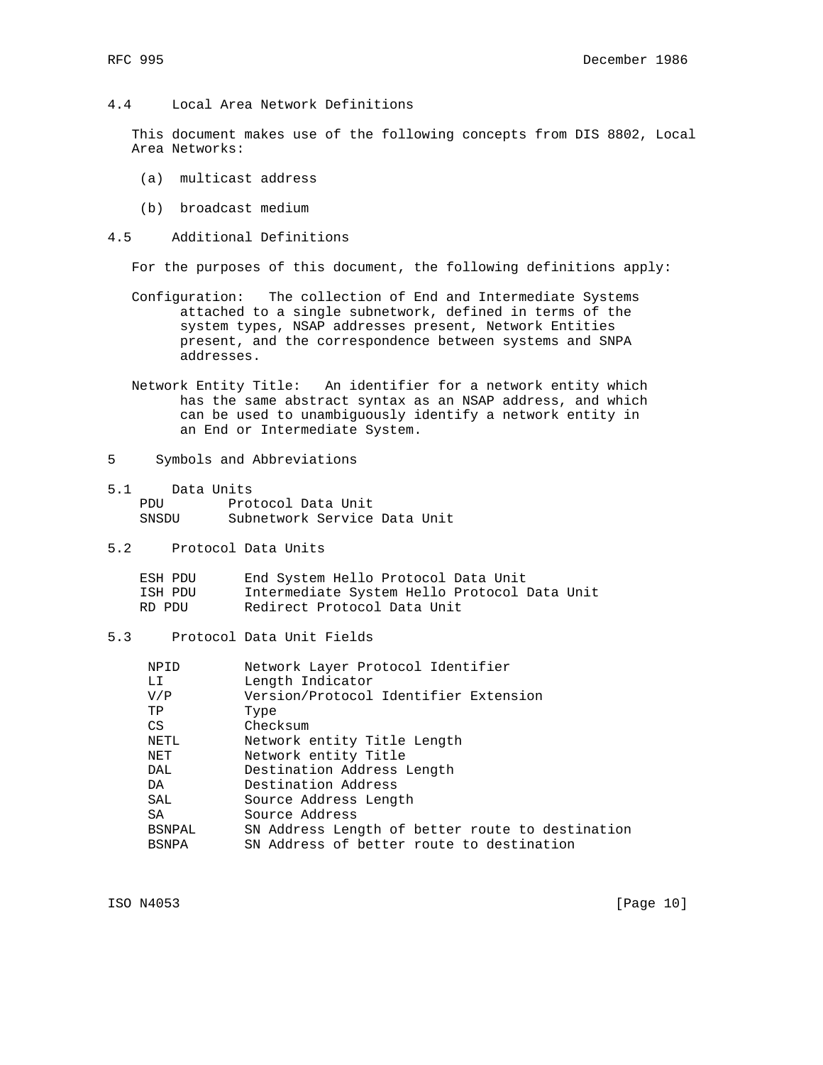## 4.4 Local Area Network Definitions

This document makes use of the following concepts from DIS 8802, Local Area Networks:

(a) multicast address

(b) broadcast medium

## 4.5 Additional Definitions

For the purposes of this document, the following definitions apply:

Configuration: The collection of End and Intermediate Systems attached to a single subnetwork, defined in terms of the system types, NSAP addresses present, Network Entities present, and the correspondence between systems and SNPA addresses.

Network Entity Title: An identifier for a network entity which has the same abstract syntax as an NSAP address, and which can be used to unambiguously identify a network entity in an End or Intermediate System.

# 5 Symbols and Abbreviations

## 5.1 Data Units

| | |
|---|---|
| PDU | Protocol Data Unit |
| SNSDU | Subnetwork Service Data Unit |

## 5.2 Protocol Data Units

| | |
|---|---|
| ESH PDU | End System Hello Protocol Data Unit |
| ISH PDU | Intermediate System Hello Protocol Data Unit |
| RD PDU | Redirect Protocol Data Unit |

## 5.3 Protocol Data Unit Fields

| | |
|---|---|
| NPID | Network Layer Protocol Identifier |
| LI | Length Indicator |
| V/P | Version/Protocol Identifier Extension |
| TP | Type |
| CS | Checksum |
| NETL | Network entity Title Length |
| NET | Network entity Title |
| DAL | Destination Address Length |
| DA | Destination Address |
| SAL | Source Address Length |
| SA | Source Address |
| BSNPAL | SN Address Length of better route to destination |
| BSNPA | SN Address of better route to destination |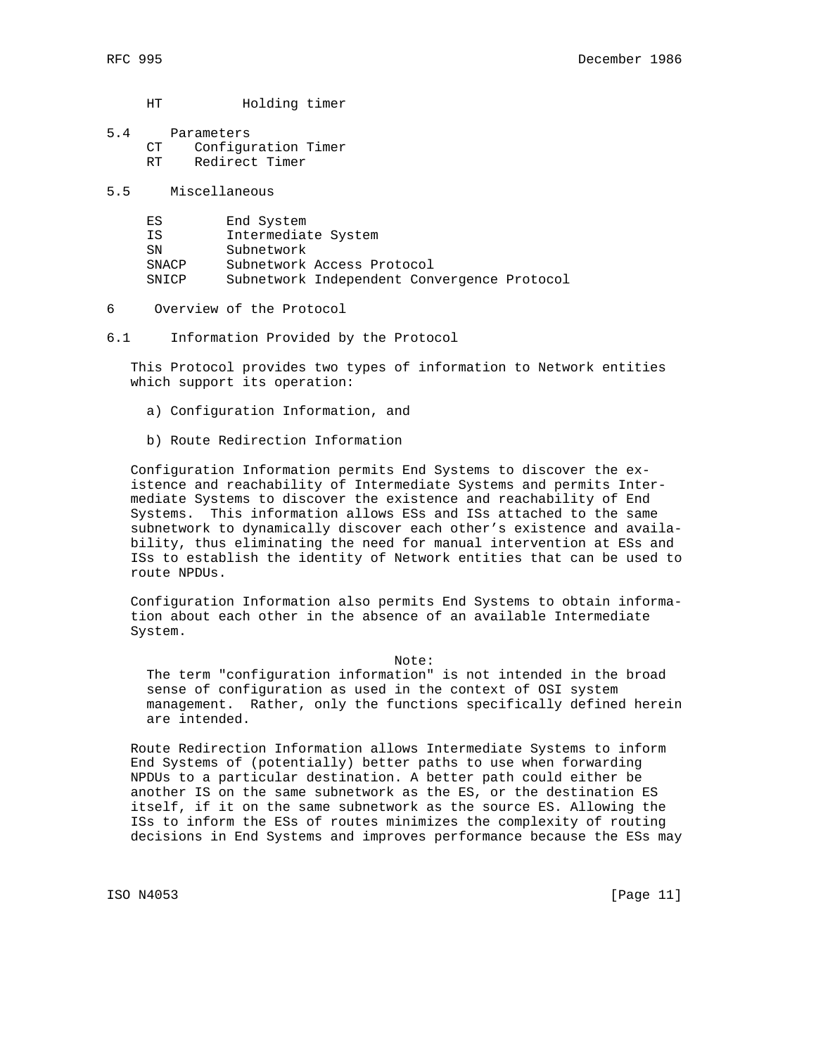HT          Holding timer

## 5.4 Parameters

CT    Configuration Timer
RT    Redirect Timer

## 5.5 Miscellaneous

| | |
|---|---|
| ES | End System |
| IS | Intermediate System |
| SN | Subnetwork |
| SNACP | Subnetwork Access Protocol |
| SNICP | Subnetwork Independent Convergence Protocol |

# 6 Overview of the Protocol

## 6.1 Information Provided by the Protocol

This Protocol provides two types of information to Network entities which support its operation:

a) Configuration Information, and

b) Route Redirection Information

Configuration Information permits End Systems to discover the existence and reachability of Intermediate Systems and permits Intermediate Systems to discover the existence and reachability of End Systems. This information allows ESs and ISs attached to the same subnetwork to dynamically discover each other's existence and availability, thus eliminating the need for manual intervention at ESs and ISs to establish the identity of Network entities that can be used to route NPDUs.

Configuration Information also permits End Systems to obtain information about each other in the absence of an available Intermediate System.

Note:
The term "configuration information" is not intended in the broad sense of configuration as used in the context of OSI system management. Rather, only the functions specifically defined herein are intended.

Route Redirection Information allows Intermediate Systems to inform End Systems of (potentially) better paths to use when forwarding NPDUs to a particular destination. A better path could either be another IS on the same subnetwork as the ES, or the destination ES itself, if it on the same subnetwork as the source ES. Allowing the ISs to inform the ESs of routes minimizes the complexity of routing decisions in End Systems and improves performance because the ESs may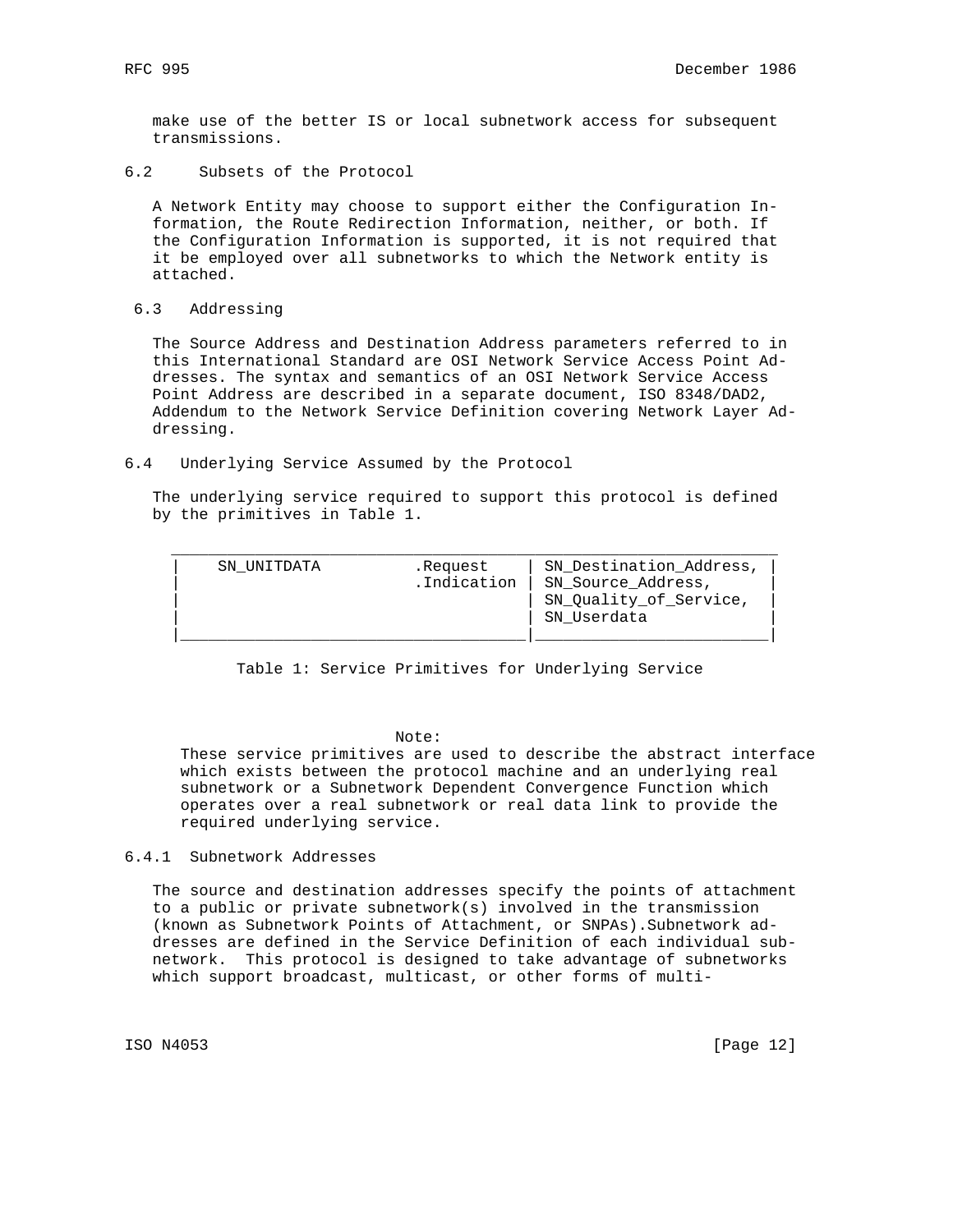make use of the better IS or local subnetwork access for subsequent transmissions.

### 6.2 Subsets of the Protocol

A Network Entity may choose to support either the Configuration Information, the Route Redirection Information, neither, or both. If the Configuration Information is supported, it is not required that it be employed over all subnetworks to which the Network entity is attached.

### 6.3 Addressing

The Source Address and Destination Address parameters referred to in this International Standard are OSI Network Service Access Point Addresses. The syntax and semantics of an OSI Network Service Access Point Address are described in a separate document, ISO 8348/DAD2, Addendum to the Network Service Definition covering Network Layer Addressing.

### 6.4 Underlying Service Assumed by the Protocol

The underlying service required to support this protocol is defined by the primitives in Table 1.

| Primitive | | Parameters |
|---|---|---|
| SN_UNITDATA | .Request<br>.Indication | SN_Destination_Address,<br>SN_Source_Address,<br>SN_Quality_of_Service,<br>SN_Userdata |

Table 1: Service Primitives for Underlying Service

Note:
These service primitives are used to describe the abstract interface which exists between the protocol machine and an underlying real subnetwork or a Subnetwork Dependent Convergence Function which operates over a real subnetwork or real data link to provide the required underlying service.

#### 6.4.1 Subnetwork Addresses

The source and destination addresses specify the points of attachment to a public or private subnetwork(s) involved in the transmission (known as Subnetwork Points of Attachment, or SNPAs).Subnetwork addresses are defined in the Service Definition of each individual subnetwork. This protocol is designed to take advantage of subnetworks which support broadcast, multicast, or other forms of multi-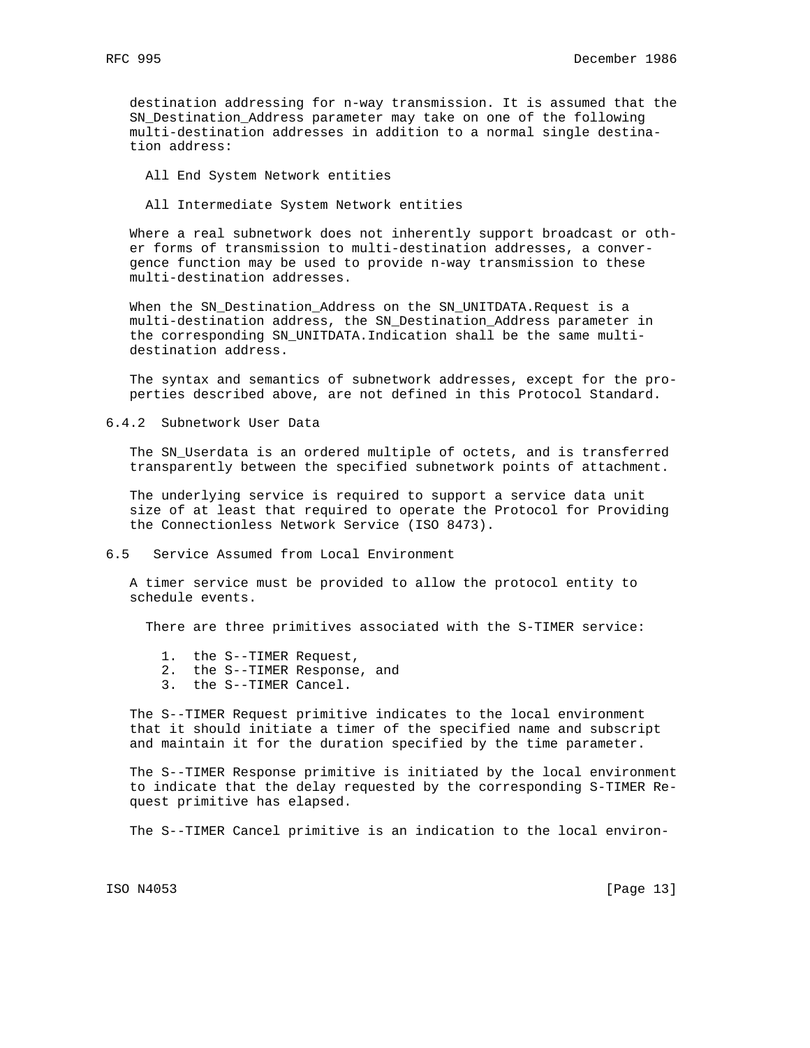destination addressing for n-way transmission. It is assumed that the SN_Destination_Address parameter may take on one of the following multi-destination addresses in addition to a normal single destination address:

All End System Network entities

All Intermediate System Network entities

Where a real subnetwork does not inherently support broadcast or other forms of transmission to multi-destination addresses, a convergence function may be used to provide n-way transmission to these multi-destination addresses.

When the SN_Destination_Address on the SN_UNITDATA.Request is a multi-destination address, the SN_Destination_Address parameter in the corresponding SN_UNITDATA.Indication shall be the same multi-destination address.

The syntax and semantics of subnetwork addresses, except for the properties described above, are not defined in this Protocol Standard.

### 6.4.2 Subnetwork User Data

The SN_Userdata is an ordered multiple of octets, and is transferred transparently between the specified subnetwork points of attachment.

The underlying service is required to support a service data unit size of at least that required to operate the Protocol for Providing the Connectionless Network Service (ISO 8473).

## 6.5 Service Assumed from Local Environment

A timer service must be provided to allow the protocol entity to schedule events.

There are three primitives associated with the S-TIMER service:

1. the S--TIMER Request,
2. the S--TIMER Response, and
3. the S--TIMER Cancel.

The S--TIMER Request primitive indicates to the local environment that it should initiate a timer of the specified name and subscript and maintain it for the duration specified by the time parameter.

The S--TIMER Response primitive is initiated by the local environment to indicate that the delay requested by the corresponding S-TIMER Request primitive has elapsed.

The S--TIMER Cancel primitive is an indication to the local environ-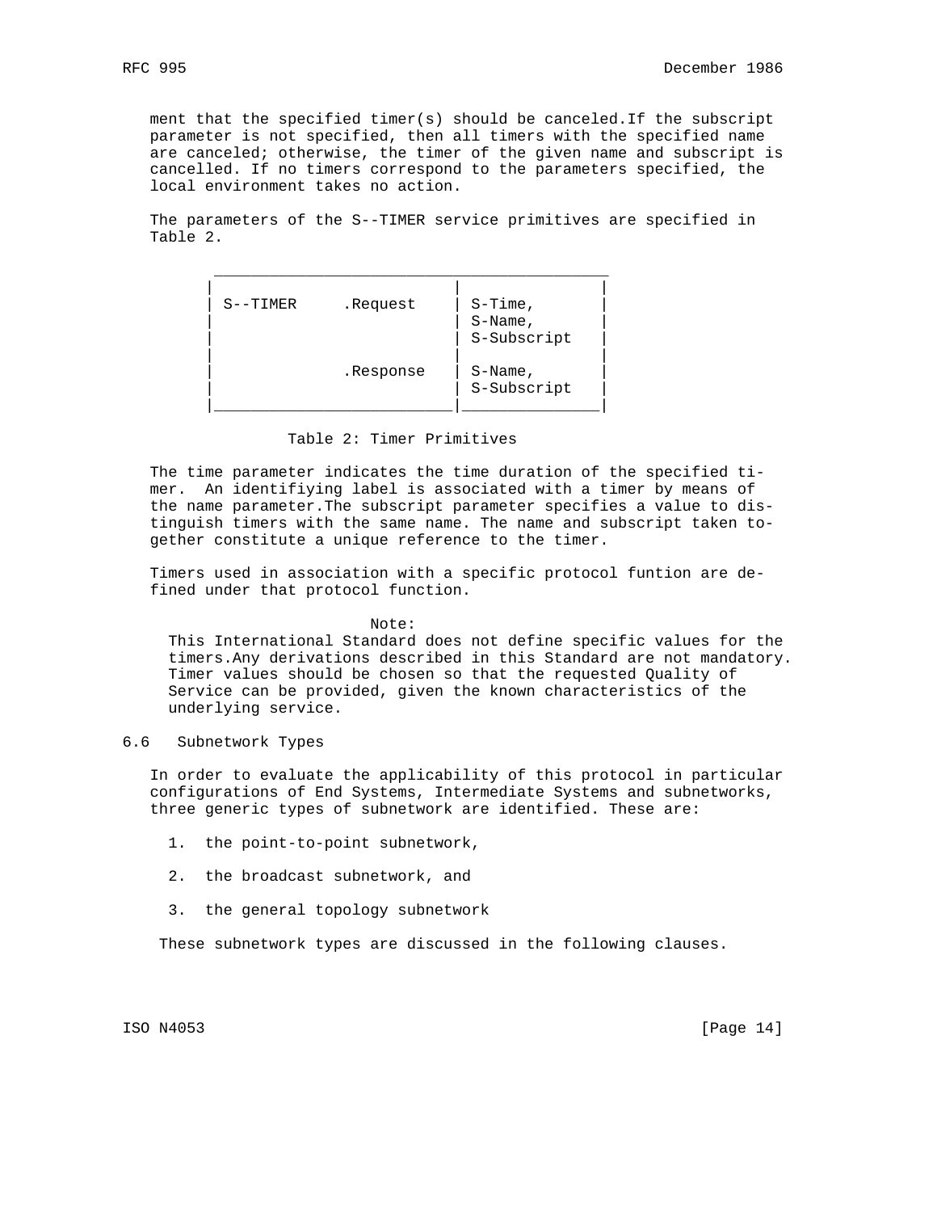ment that the specified timer(s) should be canceled.If the subscript parameter is not specified, then all timers with the specified name are canceled; otherwise, the timer of the given name and subscript is cancelled. If no timers correspond to the parameters specified, the local environment takes no action.

The parameters of the S--TIMER service primitives are specified in Table 2.

| S--TIMER | | |
|---|---|---|
| | .Request | S-Time, S-Name, S-Subscript |
| | .Response | S-Name, S-Subscript |

Table 2: Timer Primitives

The time parameter indicates the time duration of the specified timer. An identifiying label is associated with a timer by means of the name parameter.The subscript parameter specifies a value to distinguish timers with the same name. The name and subscript taken together constitute a unique reference to the timer.

Timers used in association with a specific protocol funtion are defined under that protocol function.

Note:
This International Standard does not define specific values for the timers.Any derivations described in this Standard are not mandatory. Timer values should be chosen so that the requested Quality of Service can be provided, given the known characteristics of the underlying service.

## 6.6 Subnetwork Types

In order to evaluate the applicability of this protocol in particular configurations of End Systems, Intermediate Systems and subnetworks, three generic types of subnetwork are identified. These are:

1. the point-to-point subnetwork,
2. the broadcast subnetwork, and
3. the general topology subnetwork

These subnetwork types are discussed in the following clauses.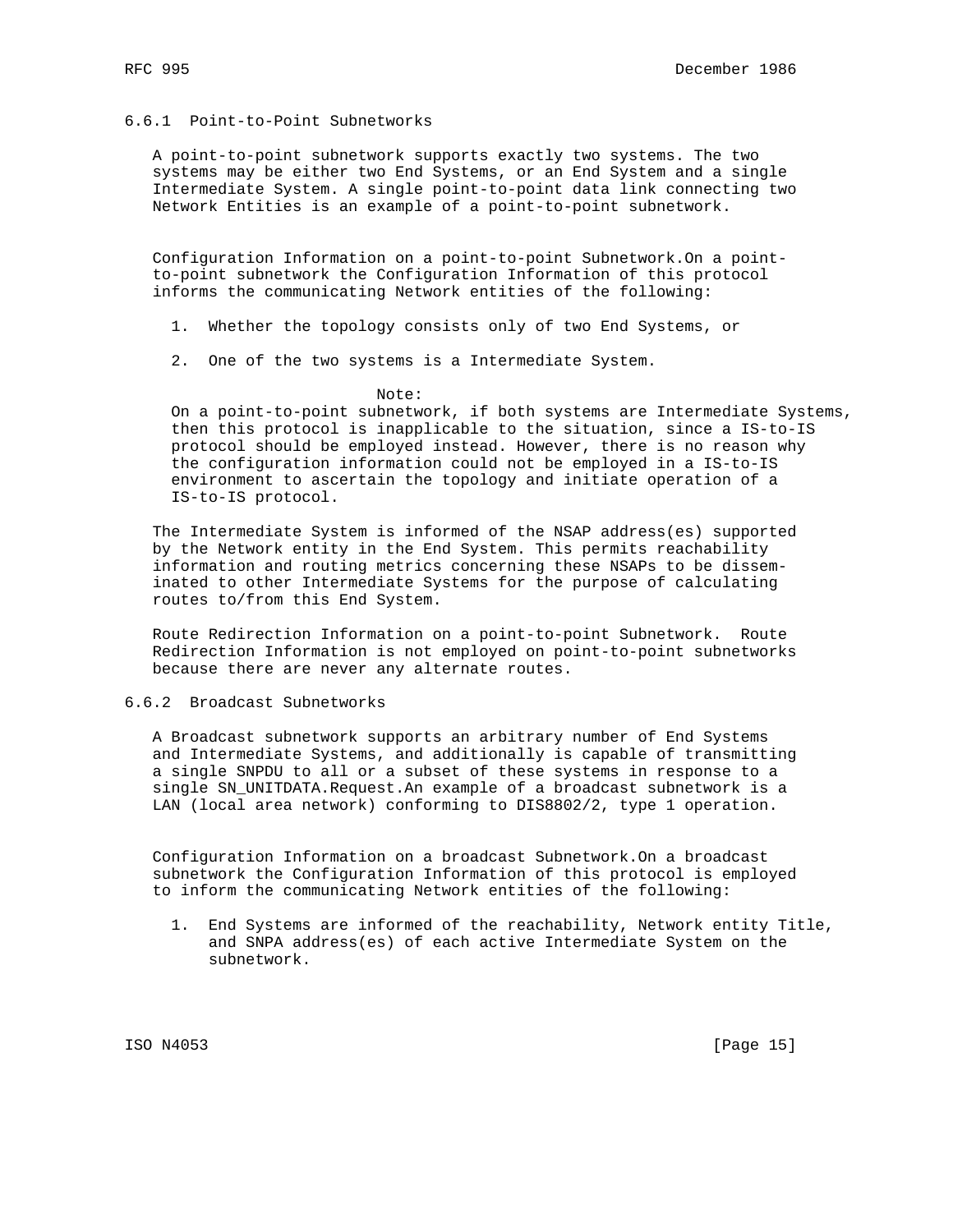### 6.6.1 Point-to-Point Subnetworks

A point-to-point subnetwork supports exactly two systems. The two systems may be either two End Systems, or an End System and a single Intermediate System. A single point-to-point data link connecting two Network Entities is an example of a point-to-point subnetwork.

Configuration Information on a point-to-point Subnetwork.On a point-to-point subnetwork the Configuration Information of this protocol informs the communicating Network entities of the following:

1. Whether the topology consists only of two End Systems, or

2. One of the two systems is a Intermediate System.

Note:
On a point-to-point subnetwork, if both systems are Intermediate Systems, then this protocol is inapplicable to the situation, since a IS-to-IS protocol should be employed instead. However, there is no reason why the configuration information could not be employed in a IS-to-IS environment to ascertain the topology and initiate operation of a IS-to-IS protocol.

The Intermediate System is informed of the NSAP address(es) supported by the Network entity in the End System. This permits reachability information and routing metrics concerning these NSAPs to be disseminated to other Intermediate Systems for the purpose of calculating routes to/from this End System.

Route Redirection Information on a point-to-point Subnetwork. Route Redirection Information is not employed on point-to-point subnetworks because there are never any alternate routes.

### 6.6.2 Broadcast Subnetworks

A Broadcast subnetwork supports an arbitrary number of End Systems and Intermediate Systems, and additionally is capable of transmitting a single SNPDU to all or a subset of these systems in response to a single SN_UNITDATA.Request.An example of a broadcast subnetwork is a LAN (local area network) conforming to DIS8802/2, type 1 operation.

Configuration Information on a broadcast Subnetwork.On a broadcast subnetwork the Configuration Information of this protocol is employed to inform the communicating Network entities of the following:

1. End Systems are informed of the reachability, Network entity Title, and SNPA address(es) of each active Intermediate System on the subnetwork.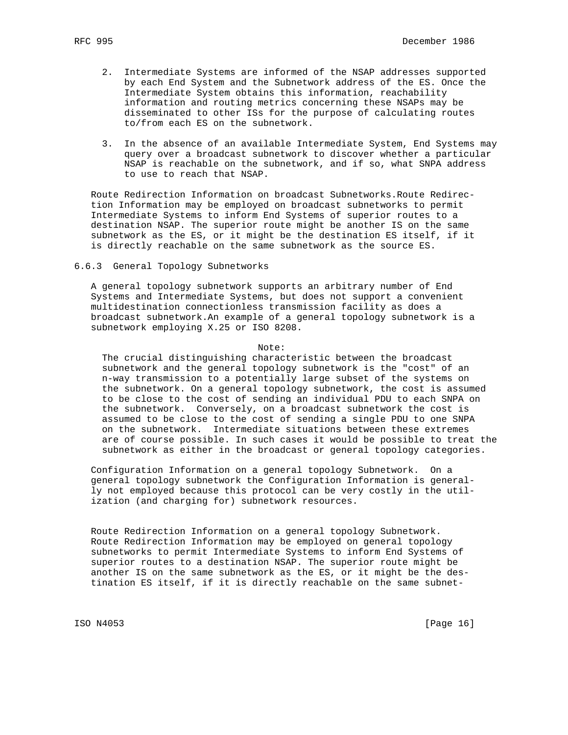2. Intermediate Systems are informed of the NSAP addresses supported by each End System and the Subnetwork address of the ES. Once the Intermediate System obtains this information, reachability information and routing metrics concerning these NSAPs may be disseminated to other ISs for the purpose of calculating routes to/from each ES on the subnetwork.

3. In the absence of an available Intermediate System, End Systems may query over a broadcast subnetwork to discover whether a particular NSAP is reachable on the subnetwork, and if so, what SNPA address to use to reach that NSAP.

Route Redirection Information on broadcast Subnetworks.Route Redirection Information may be employed on broadcast subnetworks to permit Intermediate Systems to inform End Systems of superior routes to a destination NSAP. The superior route might be another IS on the same subnetwork as the ES, or it might be the destination ES itself, if it is directly reachable on the same subnetwork as the source ES.

### 6.6.3 General Topology Subnetworks

A general topology subnetwork supports an arbitrary number of End Systems and Intermediate Systems, but does not support a convenient multidestination connectionless transmission facility as does a broadcast subnetwork.An example of a general topology subnetwork is a subnetwork employing X.25 or ISO 8208.

Note:

The crucial distinguishing characteristic between the broadcast subnetwork and the general topology subnetwork is the "cost" of an n-way transmission to a potentially large subset of the systems on the subnetwork. On a general topology subnetwork, the cost is assumed to be close to the cost of sending an individual PDU to each SNPA on the subnetwork. Conversely, on a broadcast subnetwork the cost is assumed to be close to the cost of sending a single PDU to one SNPA on the subnetwork. Intermediate situations between these extremes are of course possible. In such cases it would be possible to treat the subnetwork as either in the broadcast or general topology categories.

Configuration Information on a general topology Subnetwork. On a general topology subnetwork the Configuration Information is generally not employed because this protocol can be very costly in the utilization (and charging for) subnetwork resources.

Route Redirection Information on a general topology Subnetwork. Route Redirection Information may be employed on general topology subnetworks to permit Intermediate Systems to inform End Systems of superior routes to a destination NSAP. The superior route might be another IS on the same subnetwork as the ES, or it might be the destination ES itself, if it is directly reachable on the same subnet-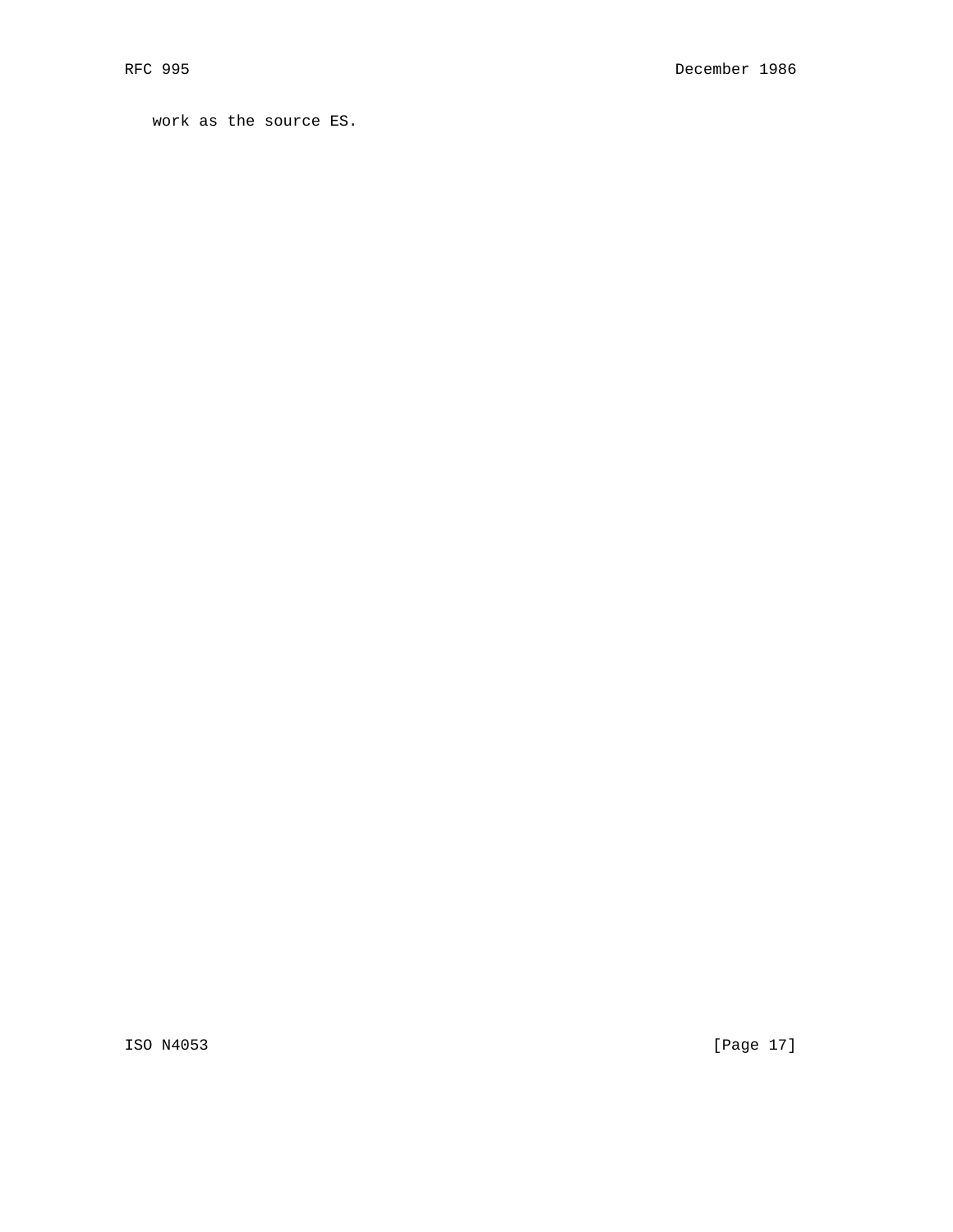work as the source ES.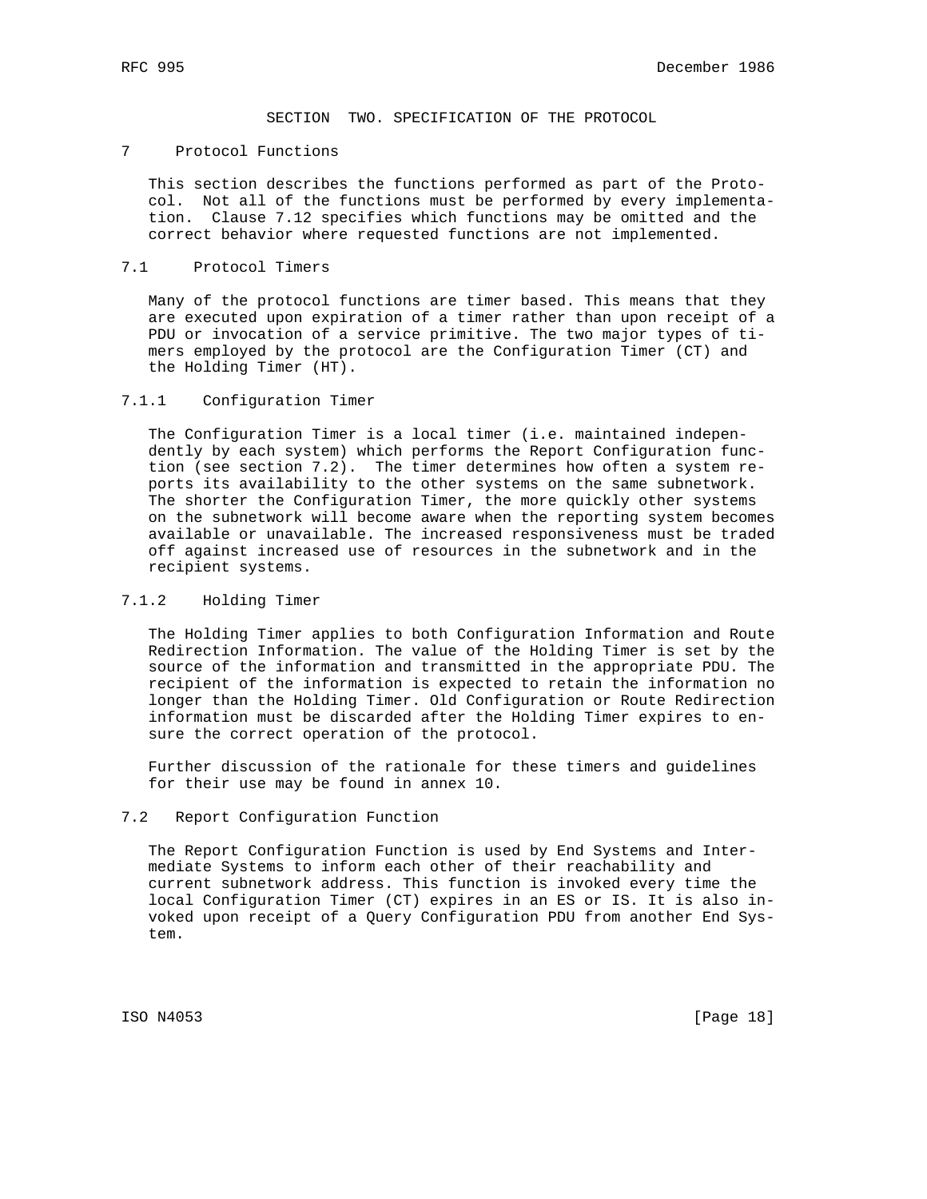# SECTION TWO. SPECIFICATION OF THE PROTOCOL

## 7 Protocol Functions

This section describes the functions performed as part of the Protocol. Not all of the functions must be performed by every implementation. Clause 7.12 specifies which functions may be omitted and the correct behavior where requested functions are not implemented.

### 7.1 Protocol Timers

Many of the protocol functions are timer based. This means that they are executed upon expiration of a timer rather than upon receipt of a PDU or invocation of a service primitive. The two major types of timers employed by the protocol are the Configuration Timer (CT) and the Holding Timer (HT).

#### 7.1.1 Configuration Timer

The Configuration Timer is a local timer (i.e. maintained independently by each system) which performs the Report Configuration function (see section 7.2). The timer determines how often a system reports its availability to the other systems on the same subnetwork. The shorter the Configuration Timer, the more quickly other systems on the subnetwork will become aware when the reporting system becomes available or unavailable. The increased responsiveness must be traded off against increased use of resources in the subnetwork and in the recipient systems.

#### 7.1.2 Holding Timer

The Holding Timer applies to both Configuration Information and Route Redirection Information. The value of the Holding Timer is set by the source of the information and transmitted in the appropriate PDU. The recipient of the information is expected to retain the information no longer than the Holding Timer. Old Configuration or Route Redirection information must be discarded after the Holding Timer expires to ensure the correct operation of the protocol.

Further discussion of the rationale for these timers and guidelines for their use may be found in annex 10.

### 7.2 Report Configuration Function

The Report Configuration Function is used by End Systems and Intermediate Systems to inform each other of their reachability and current subnetwork address. This function is invoked every time the local Configuration Timer (CT) expires in an ES or IS. It is also invoked upon receipt of a Query Configuration PDU from another End System.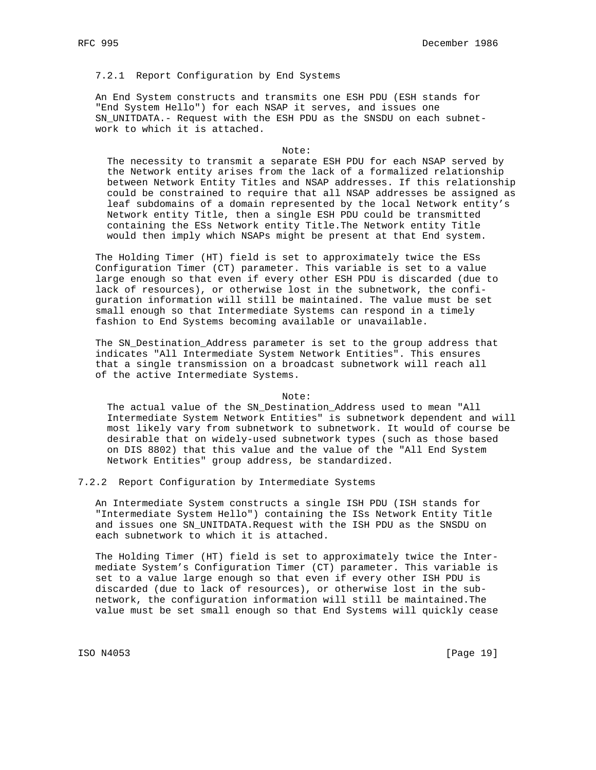### 7.2.1 Report Configuration by End Systems

An End System constructs and transmits one ESH PDU (ESH stands for "End System Hello") for each NSAP it serves, and issues one SN_UNITDATA.- Request with the ESH PDU as the SNSDU on each subnetwork to which it is attached.

> Note:
> The necessity to transmit a separate ESH PDU for each NSAP served by the Network entity arises from the lack of a formalized relationship between Network Entity Titles and NSAP addresses. If this relationship could be constrained to require that all NSAP addresses be assigned as leaf subdomains of a domain represented by the local Network entity's Network entity Title, then a single ESH PDU could be transmitted containing the ESs Network entity Title.The Network entity Title would then imply which NSAPs might be present at that End system.

The Holding Timer (HT) field is set to approximately twice the ESs Configuration Timer (CT) parameter. This variable is set to a value large enough so that even if every other ESH PDU is discarded (due to lack of resources), or otherwise lost in the subnetwork, the configuration information will still be maintained. The value must be set small enough so that Intermediate Systems can respond in a timely fashion to End Systems becoming available or unavailable.

The SN_Destination_Address parameter is set to the group address that indicates "All Intermediate System Network Entities". This ensures that a single transmission on a broadcast subnetwork will reach all of the active Intermediate Systems.

> Note:
> The actual value of the SN_Destination_Address used to mean "All Intermediate System Network Entities" is subnetwork dependent and will most likely vary from subnetwork to subnetwork. It would of course be desirable that on widely-used subnetwork types (such as those based on DIS 8802) that this value and the value of the "All End System Network Entities" group address, be standardized.

### 7.2.2 Report Configuration by Intermediate Systems

An Intermediate System constructs a single ISH PDU (ISH stands for "Intermediate System Hello") containing the ISs Network Entity Title and issues one SN_UNITDATA.Request with the ISH PDU as the SNSDU on each subnetwork to which it is attached.

The Holding Timer (HT) field is set to approximately twice the Intermediate System's Configuration Timer (CT) parameter. This variable is set to a value large enough so that even if every other ISH PDU is discarded (due to lack of resources), or otherwise lost in the subnetwork, the configuration information will still be maintained.The value must be set small enough so that End Systems will quickly cease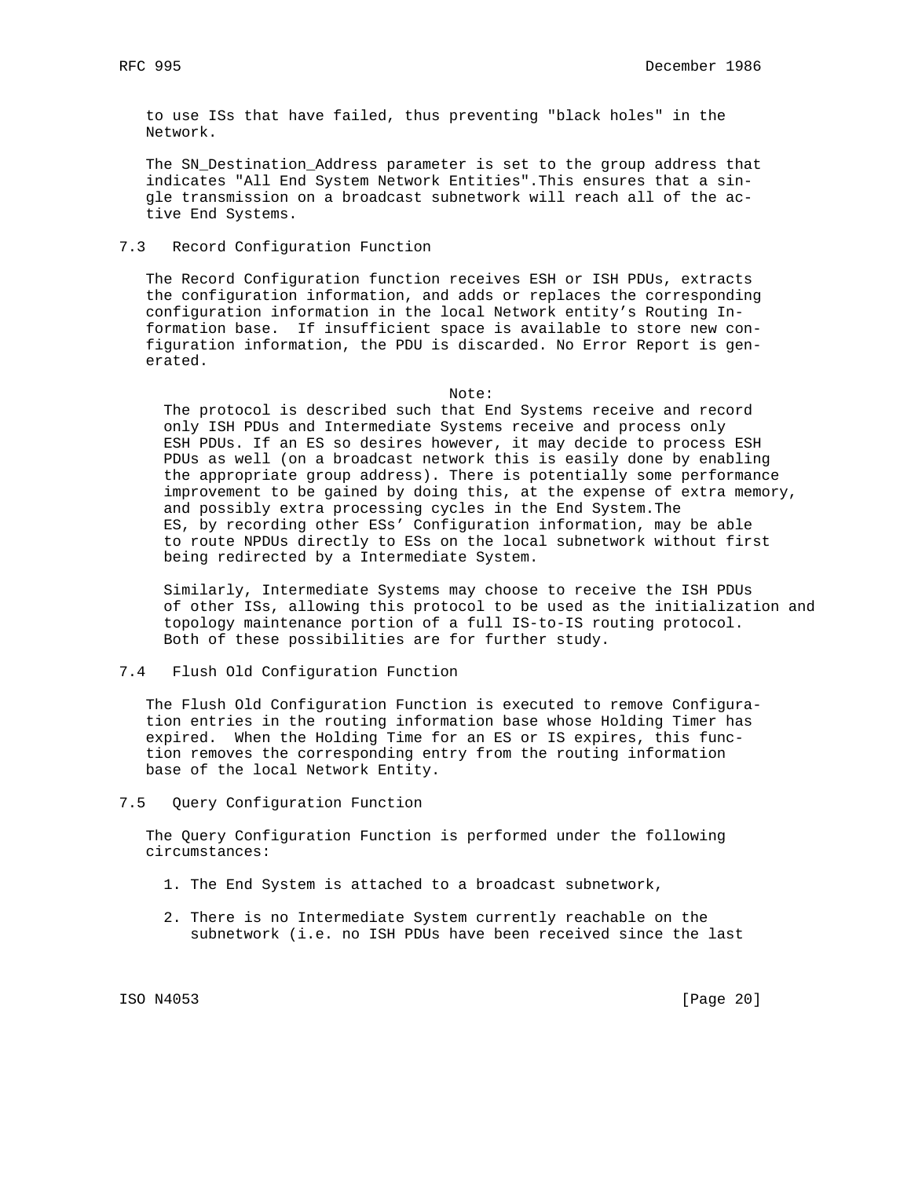to use ISs that have failed, thus preventing "black holes" in the Network.

The SN_Destination_Address parameter is set to the group address that indicates "All End System Network Entities".This ensures that a single transmission on a broadcast subnetwork will reach all of the active End Systems.

### 7.3 Record Configuration Function

The Record Configuration function receives ESH or ISH PDUs, extracts the configuration information, and adds or replaces the corresponding configuration information in the local Network entity's Routing Information base. If insufficient space is available to store new configuration information, the PDU is discarded. No Error Report is generated.

Note:

The protocol is described such that End Systems receive and record only ISH PDUs and Intermediate Systems receive and process only ESH PDUs. If an ES so desires however, it may decide to process ESH PDUs as well (on a broadcast network this is easily done by enabling the appropriate group address). There is potentially some performance improvement to be gained by doing this, at the expense of extra memory, and possibly extra processing cycles in the End System.The ES, by recording other ESs' Configuration information, may be able to route NPDUs directly to ESs on the local subnetwork without first being redirected by a Intermediate System.

Similarly, Intermediate Systems may choose to receive the ISH PDUs of other ISs, allowing this protocol to be used as the initialization and topology maintenance portion of a full IS-to-IS routing protocol. Both of these possibilities are for further study.

### 7.4 Flush Old Configuration Function

The Flush Old Configuration Function is executed to remove Configuration entries in the routing information base whose Holding Timer has expired. When the Holding Time for an ES or IS expires, this function removes the corresponding entry from the routing information base of the local Network Entity.

### 7.5 Query Configuration Function

The Query Configuration Function is performed under the following circumstances:

1. The End System is attached to a broadcast subnetwork,

2. There is no Intermediate System currently reachable on the subnetwork (i.e. no ISH PDUs have been received since the last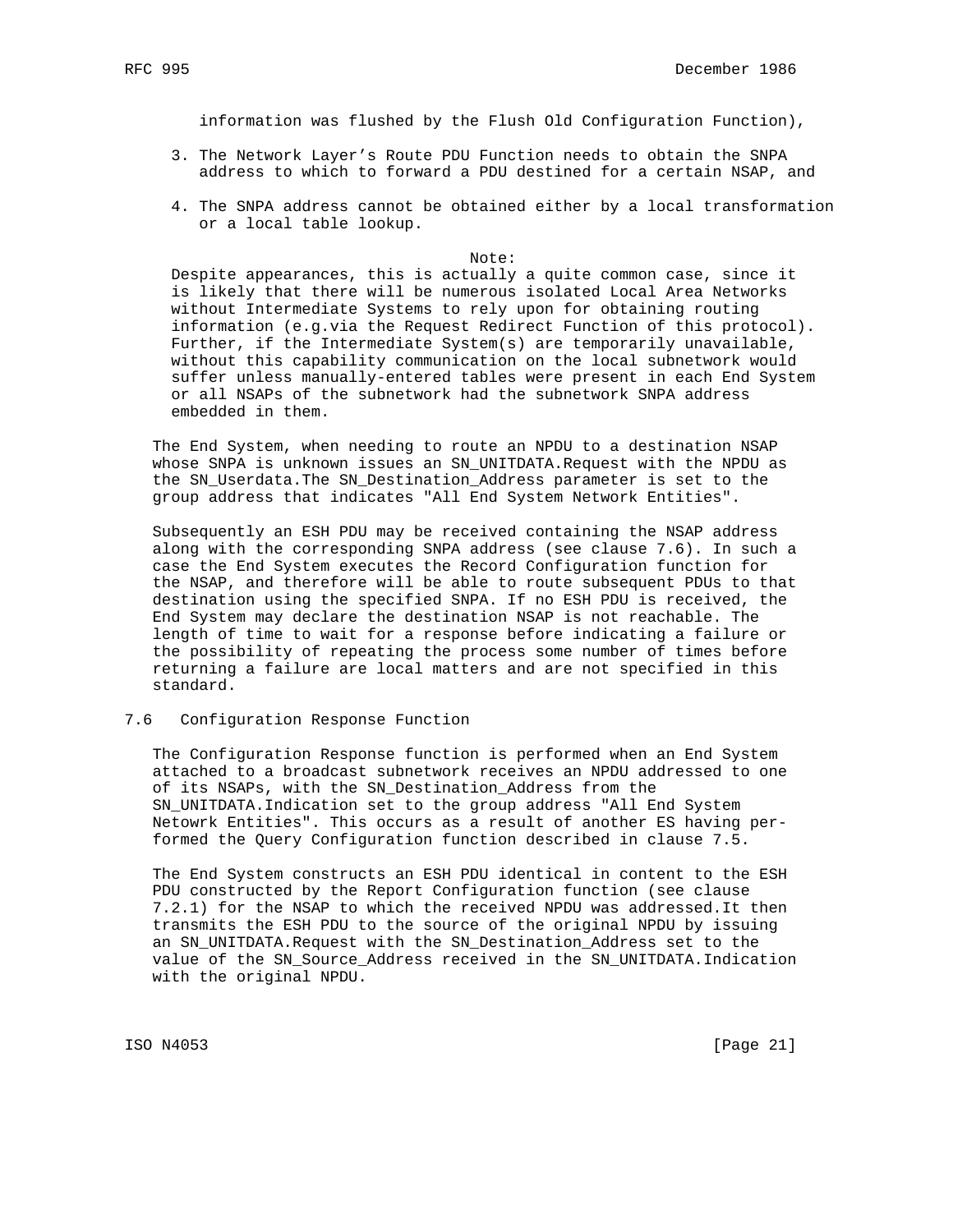information was flushed by the Flush Old Configuration Function),

3. The Network Layer's Route PDU Function needs to obtain the SNPA address to which to forward a PDU destined for a certain NSAP, and

4. The SNPA address cannot be obtained either by a local transformation or a local table lookup.

Note:

Despite appearances, this is actually a quite common case, since it is likely that there will be numerous isolated Local Area Networks without Intermediate Systems to rely upon for obtaining routing information (e.g.via the Request Redirect Function of this protocol). Further, if the Intermediate System(s) are temporarily unavailable, without this capability communication on the local subnetwork would suffer unless manually-entered tables were present in each End System or all NSAPs of the subnetwork had the subnetwork SNPA address embedded in them.

The End System, when needing to route an NPDU to a destination NSAP whose SNPA is unknown issues an SN_UNITDATA.Request with the NPDU as the SN_Userdata.The SN_Destination_Address parameter is set to the group address that indicates "All End System Network Entities".

Subsequently an ESH PDU may be received containing the NSAP address along with the corresponding SNPA address (see clause 7.6). In such a case the End System executes the Record Configuration function for the NSAP, and therefore will be able to route subsequent PDUs to that destination using the specified SNPA. If no ESH PDU is received, the End System may declare the destination NSAP is not reachable. The length of time to wait for a response before indicating a failure or the possibility of repeating the process some number of times before returning a failure are local matters and are not specified in this standard.

## 7.6 Configuration Response Function

The Configuration Response function is performed when an End System attached to a broadcast subnetwork receives an NPDU addressed to one of its NSAPs, with the SN_Destination_Address from the SN_UNITDATA.Indication set to the group address "All End System Netowrk Entities". This occurs as a result of another ES having performed the Query Configuration function described in clause 7.5.

The End System constructs an ESH PDU identical in content to the ESH PDU constructed by the Report Configuration function (see clause 7.2.1) for the NSAP to which the received NPDU was addressed.It then transmits the ESH PDU to the source of the original NPDU by issuing an SN_UNITDATA.Request with the SN_Destination_Address set to the value of the SN_Source_Address received in the SN_UNITDATA.Indication with the original NPDU.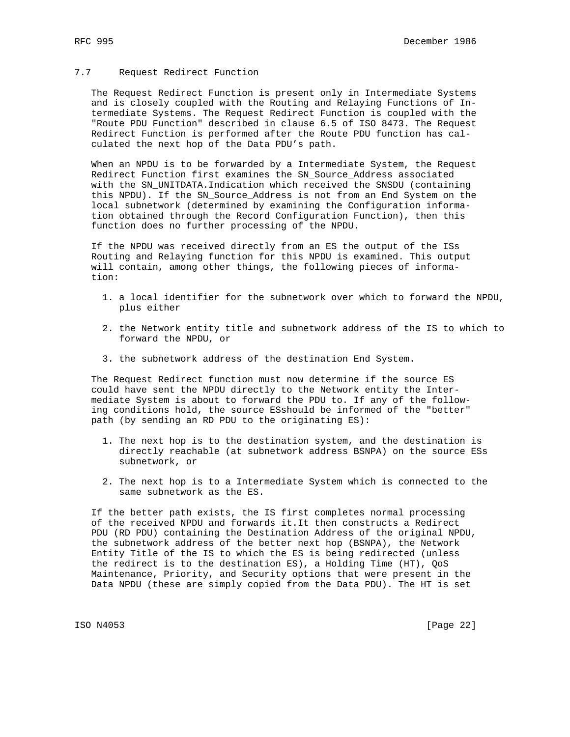## 7.7 Request Redirect Function

The Request Redirect Function is present only in Intermediate Systems and is closely coupled with the Routing and Relaying Functions of Intermediate Systems. The Request Redirect Function is coupled with the "Route PDU Function" described in clause 6.5 of ISO 8473. The Request Redirect Function is performed after the Route PDU function has calculated the next hop of the Data PDU's path.

When an NPDU is to be forwarded by a Intermediate System, the Request Redirect Function first examines the SN_Source_Address associated with the SN_UNITDATA.Indication which received the SNSDU (containing this NPDU). If the SN_Source_Address is not from an End System on the local subnetwork (determined by examining the Configuration information obtained through the Record Configuration Function), then this function does no further processing of the NPDU.

If the NPDU was received directly from an ES the output of the ISs Routing and Relaying function for this NPDU is examined. This output will contain, among other things, the following pieces of information:

1. a local identifier for the subnetwork over which to forward the NPDU, plus either
2. the Network entity title and subnetwork address of the IS to which to forward the NPDU, or
3. the subnetwork address of the destination End System.

The Request Redirect function must now determine if the source ES could have sent the NPDU directly to the Network entity the Intermediate System is about to forward the PDU to. If any of the following conditions hold, the source ESshould be informed of the "better" path (by sending an RD PDU to the originating ES):

1. The next hop is to the destination system, and the destination is directly reachable (at subnetwork address BSNPA) on the source ESs subnetwork, or
2. The next hop is to a Intermediate System which is connected to the same subnetwork as the ES.

If the better path exists, the IS first completes normal processing of the received NPDU and forwards it.It then constructs a Redirect PDU (RD PDU) containing the Destination Address of the original NPDU, the subnetwork address of the better next hop (BSNPA), the Network Entity Title of the IS to which the ES is being redirected (unless the redirect is to the destination ES), a Holding Time (HT), QoS Maintenance, Priority, and Security options that were present in the Data NPDU (these are simply copied from the Data PDU). The HT is set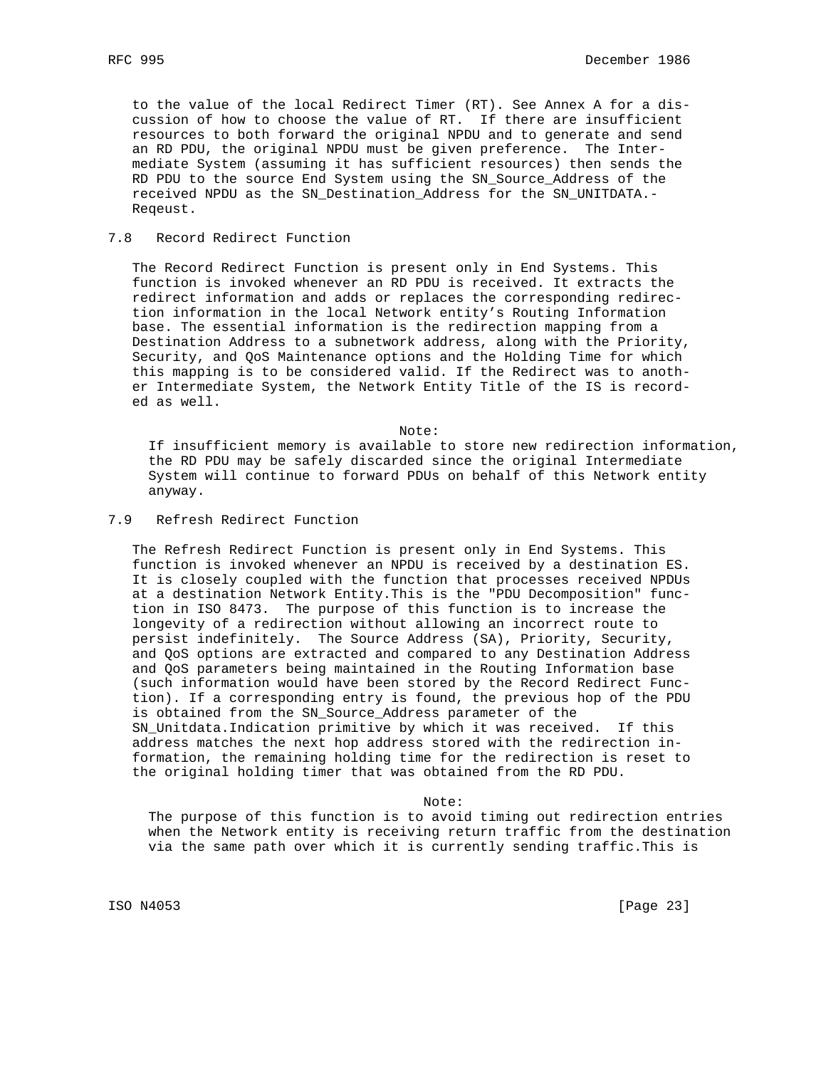to the value of the local Redirect Timer (RT). See Annex A for a discussion of how to choose the value of RT. If there are insufficient resources to both forward the original NPDU and to generate and send an RD PDU, the original NPDU must be given preference. The Intermediate System (assuming it has sufficient resources) then sends the RD PDU to the source End System using the SN_Source_Address of the received NPDU as the SN_Destination_Address for the SN_UNITDATA.-Reqeust.

## 7.8 Record Redirect Function

The Record Redirect Function is present only in End Systems. This function is invoked whenever an RD PDU is received. It extracts the redirect information and adds or replaces the corresponding redirection information in the local Network entity's Routing Information base. The essential information is the redirection mapping from a Destination Address to a subnetwork address, along with the Priority, Security, and QoS Maintenance options and the Holding Time for which this mapping is to be considered valid. If the Redirect was to another Intermediate System, the Network Entity Title of the IS is recorded as well.

Note:

If insufficient memory is available to store new redirection information, the RD PDU may be safely discarded since the original Intermediate System will continue to forward PDUs on behalf of this Network entity anyway.

## 7.9 Refresh Redirect Function

The Refresh Redirect Function is present only in End Systems. This function is invoked whenever an NPDU is received by a destination ES. It is closely coupled with the function that processes received NPDUs at a destination Network Entity.This is the "PDU Decomposition" function in ISO 8473. The purpose of this function is to increase the longevity of a redirection without allowing an incorrect route to persist indefinitely. The Source Address (SA), Priority, Security, and QoS options are extracted and compared to any Destination Address and QoS parameters being maintained in the Routing Information base (such information would have been stored by the Record Redirect Function). If a corresponding entry is found, the previous hop of the PDU is obtained from the SN_Source_Address parameter of the SN_Unitdata.Indication primitive by which it was received. If this address matches the next hop address stored with the redirection information, the remaining holding time for the redirection is reset to the original holding timer that was obtained from the RD PDU.

Note:

The purpose of this function is to avoid timing out redirection entries when the Network entity is receiving return traffic from the destination via the same path over which it is currently sending traffic.This is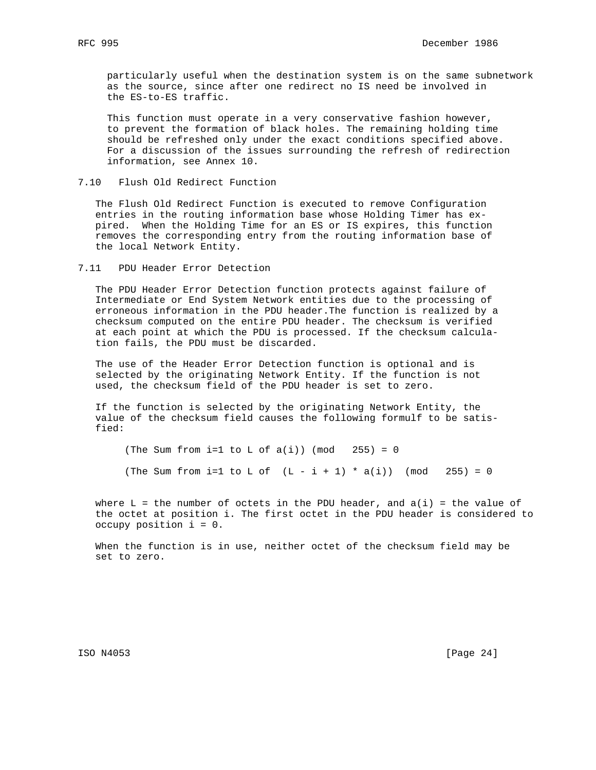particularly useful when the destination system is on the same subnetwork as the source, since after one redirect no IS need be involved in the ES-to-ES traffic.

This function must operate in a very conservative fashion however, to prevent the formation of black holes. The remaining holding time should be refreshed only under the exact conditions specified above. For a discussion of the issues surrounding the refresh of redirection information, see Annex 10.

### 7.10 Flush Old Redirect Function

The Flush Old Redirect Function is executed to remove Configuration entries in the routing information base whose Holding Timer has expired. When the Holding Time for an ES or IS expires, this function removes the corresponding entry from the routing information base of the local Network Entity.

### 7.11 PDU Header Error Detection

The PDU Header Error Detection function protects against failure of Intermediate or End System Network entities due to the processing of erroneous information in the PDU header.The function is realized by a checksum computed on the entire PDU header. The checksum is verified at each point at which the PDU is processed. If the checksum calculation fails, the PDU must be discarded.

The use of the Header Error Detection function is optional and is selected by the originating Network Entity. If the function is not used, the checksum field of the PDU header is set to zero.

If the function is selected by the originating Network Entity, the value of the checksum field causes the following formulf to be satisfied:

$$\left(\sum_{i=1}^{L} a(i)\right) \pmod{255} = 0$$

$$\left(\sum_{i=1}^{L} (L - i + 1) \cdot a(i)\right) \pmod{255} = 0$$

where L = the number of octets in the PDU header, and a(i) = the value of the octet at position i. The first octet in the PDU header is considered to occupy position i = 0.

When the function is in use, neither octet of the checksum field may be set to zero.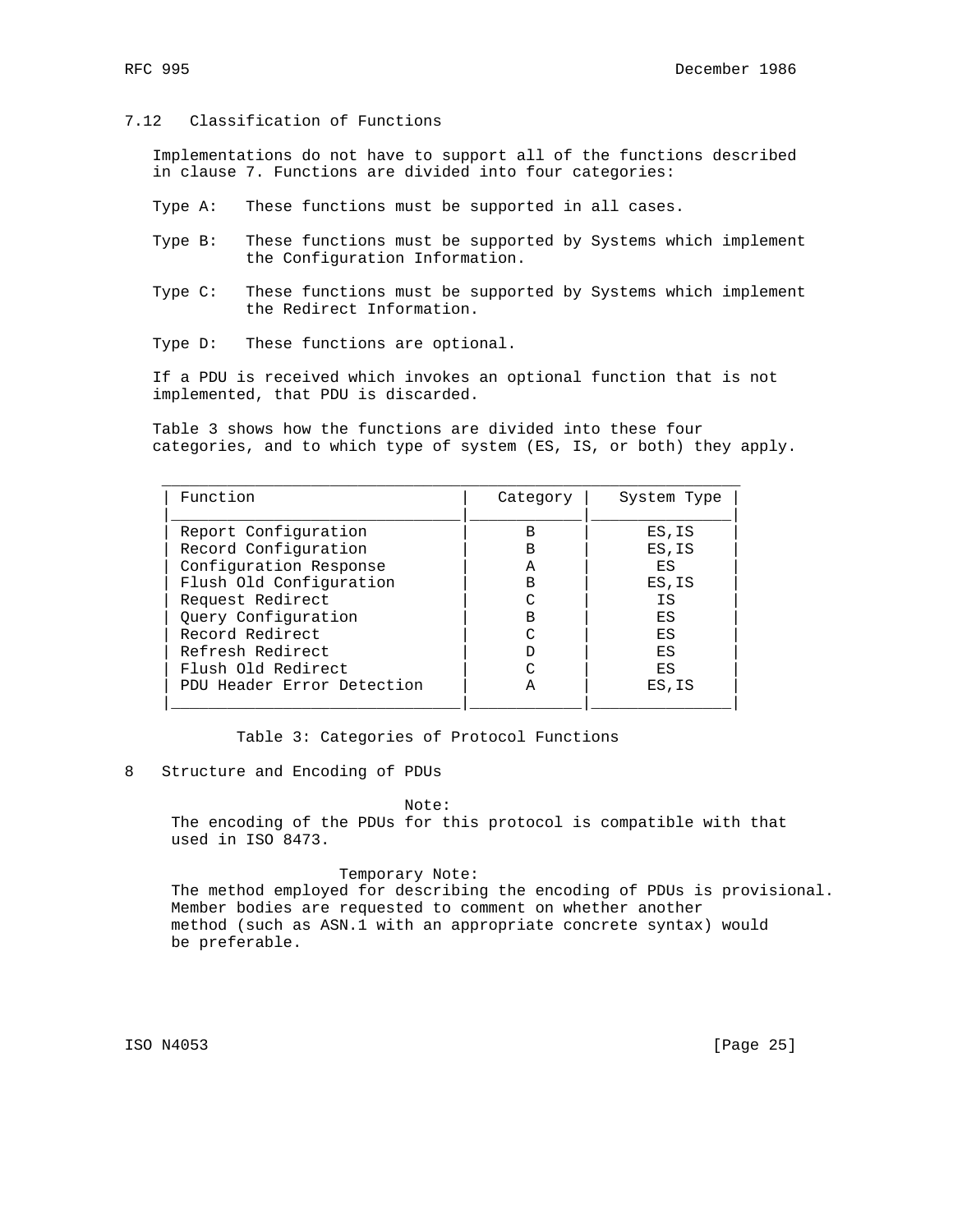### 7.12 Classification of Functions

Implementations do not have to support all of the functions described in clause 7. Functions are divided into four categories:

- Type A: These functions must be supported in all cases.
- Type B: These functions must be supported by Systems which implement the Configuration Information.
- Type C: These functions must be supported by Systems which implement the Redirect Information.
- Type D: These functions are optional.

If a PDU is received which invokes an optional function that is not implemented, that PDU is discarded.

Table 3 shows how the functions are divided into these four categories, and to which type of system (ES, IS, or both) they apply.

| Function | Category | System Type |
|---|---|---|
| Report Configuration | B | ES,IS |
| Record Configuration | B | ES,IS |
| Configuration Response | A | ES |
| Flush Old Configuration | B | ES,IS |
| Request Redirect | C | IS |
| Query Configuration | B | ES |
| Record Redirect | C | ES |
| Refresh Redirect | D | ES |
| Flush Old Redirect | C | ES |
| PDU Header Error Detection | A | ES,IS |

Table 3: Categories of Protocol Functions

## 8 Structure and Encoding of PDUs

Note:
The encoding of the PDUs for this protocol is compatible with that used in ISO 8473.

Temporary Note:
The method employed for describing the encoding of PDUs is provisional. Member bodies are requested to comment on whether another method (such as ASN.1 with an appropriate concrete syntax) would be preferable.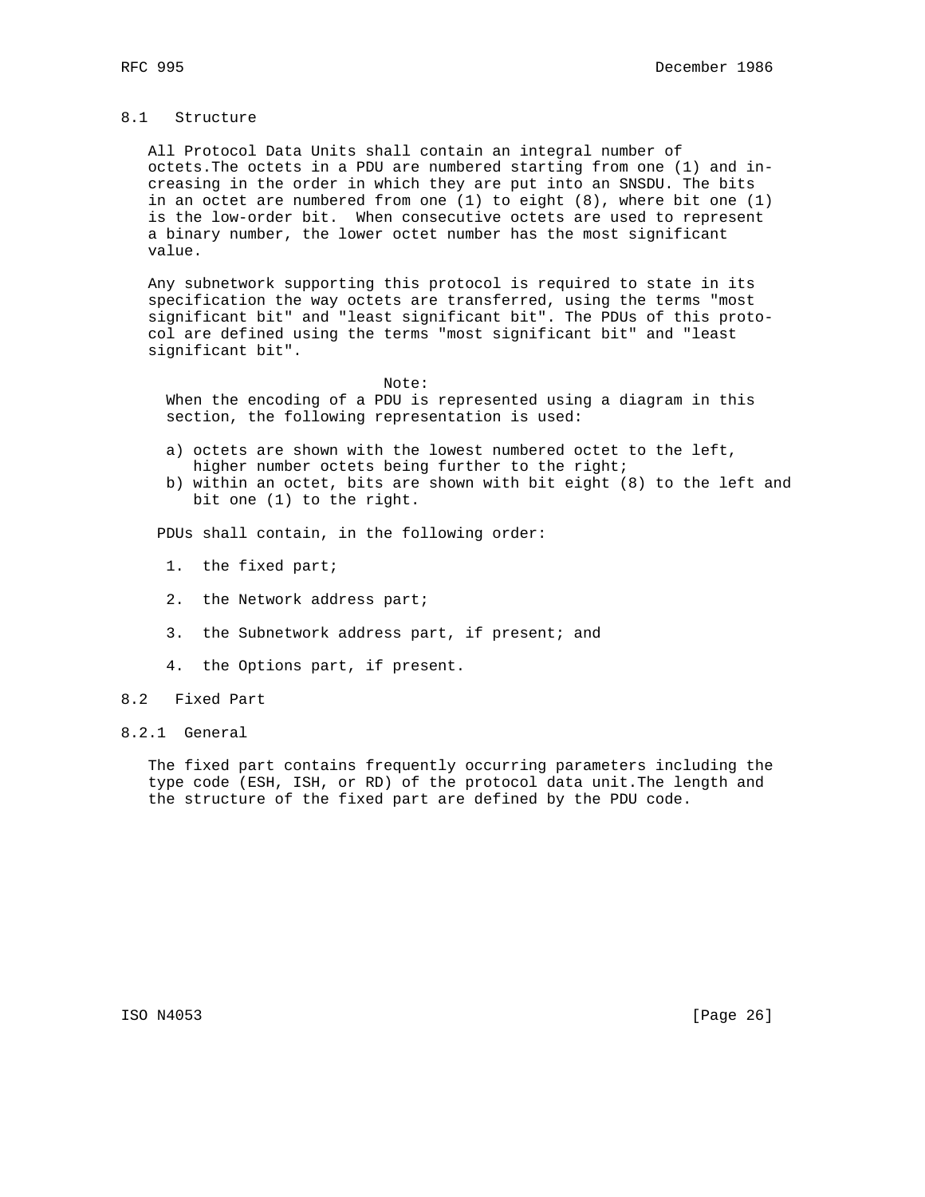## 8.1 Structure

All Protocol Data Units shall contain an integral number of octets.The octets in a PDU are numbered starting from one (1) and increasing in the order in which they are put into an SNSDU. The bits in an octet are numbered from one (1) to eight (8), where bit one (1) is the low-order bit. When consecutive octets are used to represent a binary number, the lower octet number has the most significant value.

Any subnetwork supporting this protocol is required to state in its specification the way octets are transferred, using the terms "most significant bit" and "least significant bit". The PDUs of this protocol are defined using the terms "most significant bit" and "least significant bit".

Note:
When the encoding of a PDU is represented using a diagram in this section, the following representation is used:

a) octets are shown with the lowest numbered octet to the left, higher number octets being further to the right;
b) within an octet, bits are shown with bit eight (8) to the left and bit one (1) to the right.

PDUs shall contain, in the following order:

1. the fixed part;

2. the Network address part;

3. the Subnetwork address part, if present; and

4. the Options part, if present.

## 8.2 Fixed Part

### 8.2.1 General

The fixed part contains frequently occurring parameters including the type code (ESH, ISH, or RD) of the protocol data unit.The length and the structure of the fixed part are defined by the PDU code.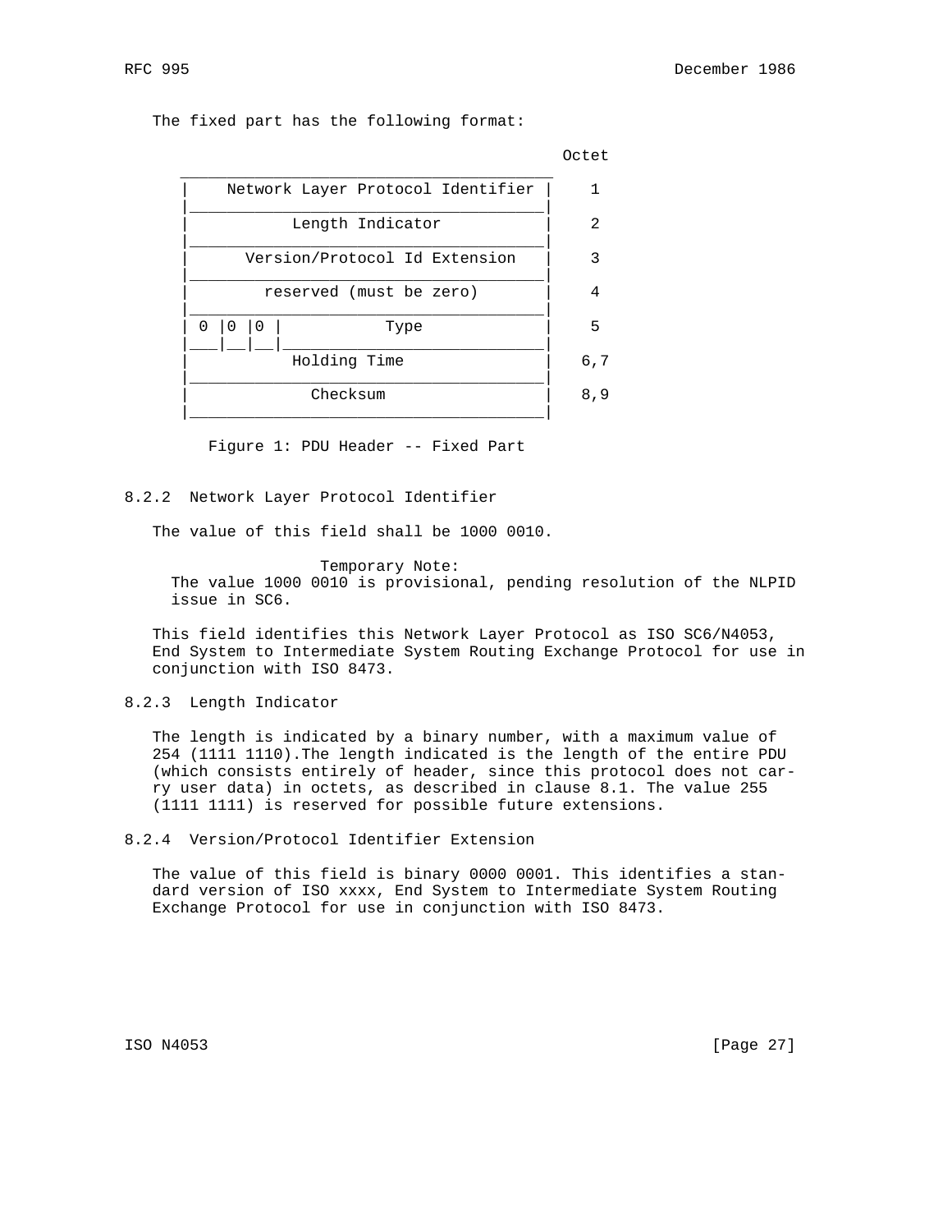The fixed part has the following format:

```
                                              Octet
     ________________________________________
    |    Network Layer Protocol Identifier |    1
    |_______________________________________|
    |          Length Indicator             |    2
    |_______________________________________|
    |      Version/Protocol Id Extension    |    3
    |_______________________________________|
    |        reserved (must be zero)        |    4
    |_______________________________________|
    | 0 |0 |0 |          Type               |    5
    |___|__|__|_____________________________|
    |          Holding Time                 |   6,7
    |_______________________________________|
    |             Checksum                  |   8,9
    |_______________________________________|
```

Figure 1: PDU Header -- Fixed Part

### 8.2.2 Network Layer Protocol Identifier

The value of this field shall be 1000 0010.

> Temporary Note:
> The value 1000 0010 is provisional, pending resolution of the NLPID issue in SC6.

This field identifies this Network Layer Protocol as ISO SC6/N4053, End System to Intermediate System Routing Exchange Protocol for use in conjunction with ISO 8473.

### 8.2.3 Length Indicator

The length is indicated by a binary number, with a maximum value of 254 (1111 1110).The length indicated is the length of the entire PDU (which consists entirely of header, since this protocol does not carry user data) in octets, as described in clause 8.1. The value 255 (1111 1111) is reserved for possible future extensions.

### 8.2.4 Version/Protocol Identifier Extension

The value of this field is binary 0000 0001. This identifies a standard version of ISO xxxx, End System to Intermediate System Routing Exchange Protocol for use in conjunction with ISO 8473.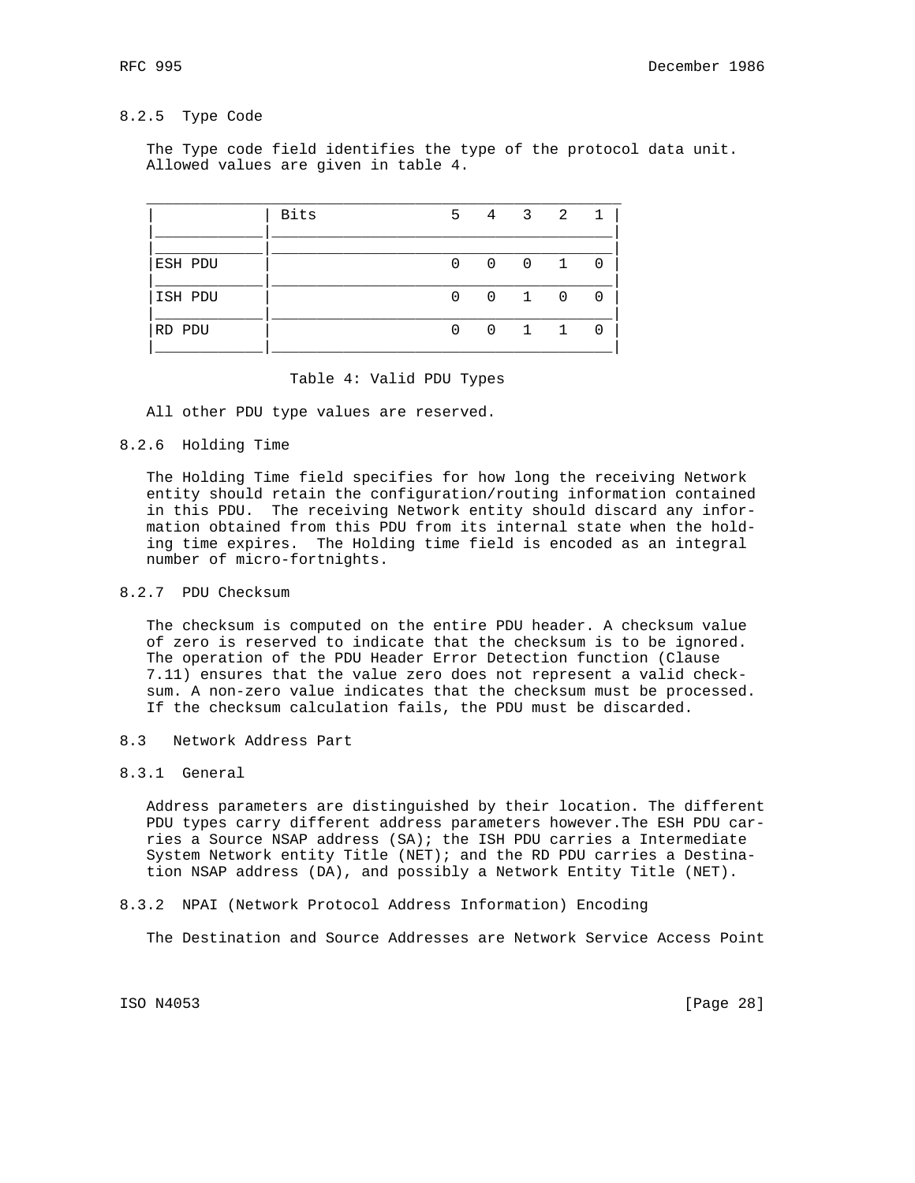#### 8.2.5 Type Code

The Type code field identifies the type of the protocol data unit. Allowed values are given in table 4.

| | Bits | 5 | 4 | 3 | 2 | 1 |
|---|---|---|---|---|---|---|
| ESH PDU | | 0 | 0 | 0 | 1 | 0 |
| ISH PDU | | 0 | 0 | 1 | 0 | 0 |
| RD PDU | | 0 | 0 | 1 | 1 | 0 |

Table 4: Valid PDU Types

All other PDU type values are reserved.

#### 8.2.6 Holding Time

The Holding Time field specifies for how long the receiving Network entity should retain the configuration/routing information contained in this PDU. The receiving Network entity should discard any information obtained from this PDU from its internal state when the holding time expires. The Holding time field is encoded as an integral number of micro-fortnights.

#### 8.2.7 PDU Checksum

The checksum is computed on the entire PDU header. A checksum value of zero is reserved to indicate that the checksum is to be ignored. The operation of the PDU Header Error Detection function (Clause 7.11) ensures that the value zero does not represent a valid checksum. A non-zero value indicates that the checksum must be processed. If the checksum calculation fails, the PDU must be discarded.

### 8.3 Network Address Part

#### 8.3.1 General

Address parameters are distinguished by their location. The different PDU types carry different address parameters however.The ESH PDU carries a Source NSAP address (SA); the ISH PDU carries a Intermediate System Network entity Title (NET); and the RD PDU carries a Destination NSAP address (DA), and possibly a Network Entity Title (NET).

#### 8.3.2 NPAI (Network Protocol Address Information) Encoding

The Destination and Source Addresses are Network Service Access Point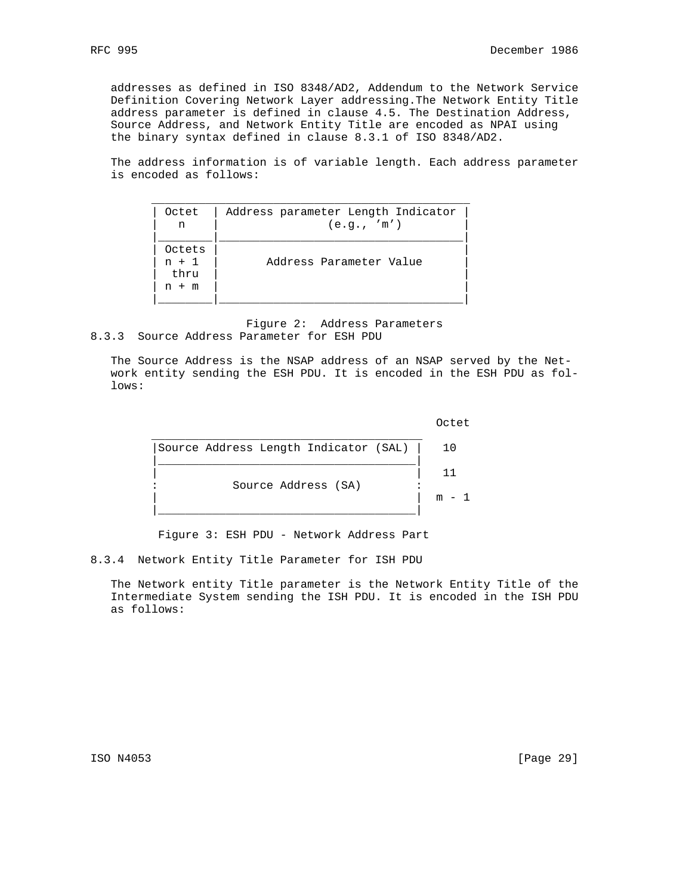addresses as defined in ISO 8348/AD2, Addendum to the Network Service Definition Covering Network Layer addressing.The Network Entity Title address parameter is defined in clause 4.5. The Destination Address, Source Address, and Network Entity Title are encoded as NPAI using the binary syntax defined in clause 8.3.1 of ISO 8348/AD2.

The address information is of variable length. Each address parameter is encoded as follows:

```
 _____________________________________________
| Octet  | Address parameter Length Indicator |
|   n    |             (e.g., 'm')            |
|________|____________________________________|
| Octets |                                    |
| n + 1  |       Address Parameter Value      |
|  thru  |                                    |
| n + m  |                                    |
|________|____________________________________|
```

Figure 2:  Address Parameters

### 8.3.3  Source Address Parameter for ESH PDU

The Source Address is the NSAP address of an NSAP served by the Network entity sending the ESH PDU. It is encoded in the ESH PDU as follows:

```
                                                Octet
 ______________________________________
|Source Address Length Indicator (SAL) |   10
|______________________________________|
|                                      |   11
:          Source Address (SA)         :
|                                      |  m - 1
|______________________________________|
```

Figure 3: ESH PDU - Network Address Part

### 8.3.4  Network Entity Title Parameter for ISH PDU

The Network entity Title parameter is the Network Entity Title of the Intermediate System sending the ISH PDU. It is encoded in the ISH PDU as follows: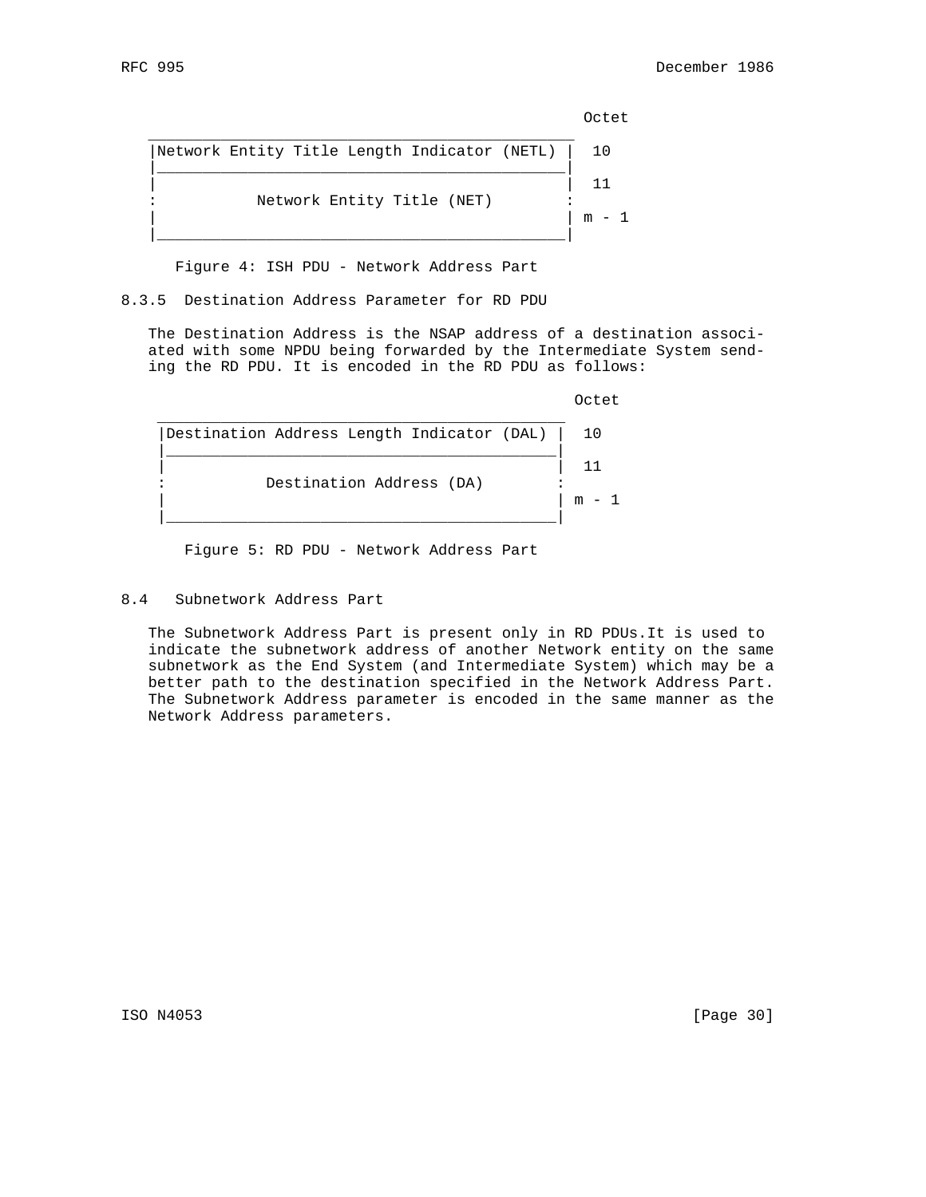```
                                                     Octet
 ______________________________________________
|Network Entity Title Length Indicator (NETL) |  10
|_____________________________________________|
|                                             |  11
:          Network Entity Title (NET)         :
|                                             | m - 1
|_____________________________________________|
```

Figure 4: ISH PDU - Network Address Part

### 8.3.5 Destination Address Parameter for RD PDU

The Destination Address is the NSAP address of a destination associated with some NPDU being forwarded by the Intermediate System sending the RD PDU. It is encoded in the RD PDU as follows:

```
                                                    Octet
 ____________________________________________
|Destination Address Length Indicator (DAL) |  10
|___________________________________________|
|                                           |  11
:          Destination Address (DA)         :
|                                           | m - 1
|___________________________________________|
```

Figure 5: RD PDU - Network Address Part

## 8.4 Subnetwork Address Part

The Subnetwork Address Part is present only in RD PDUs.It is used to indicate the subnetwork address of another Network entity on the same subnetwork as the End System (and Intermediate System) which may be a better path to the destination specified in the Network Address Part. The Subnetwork Address parameter is encoded in the same manner as the Network Address parameters.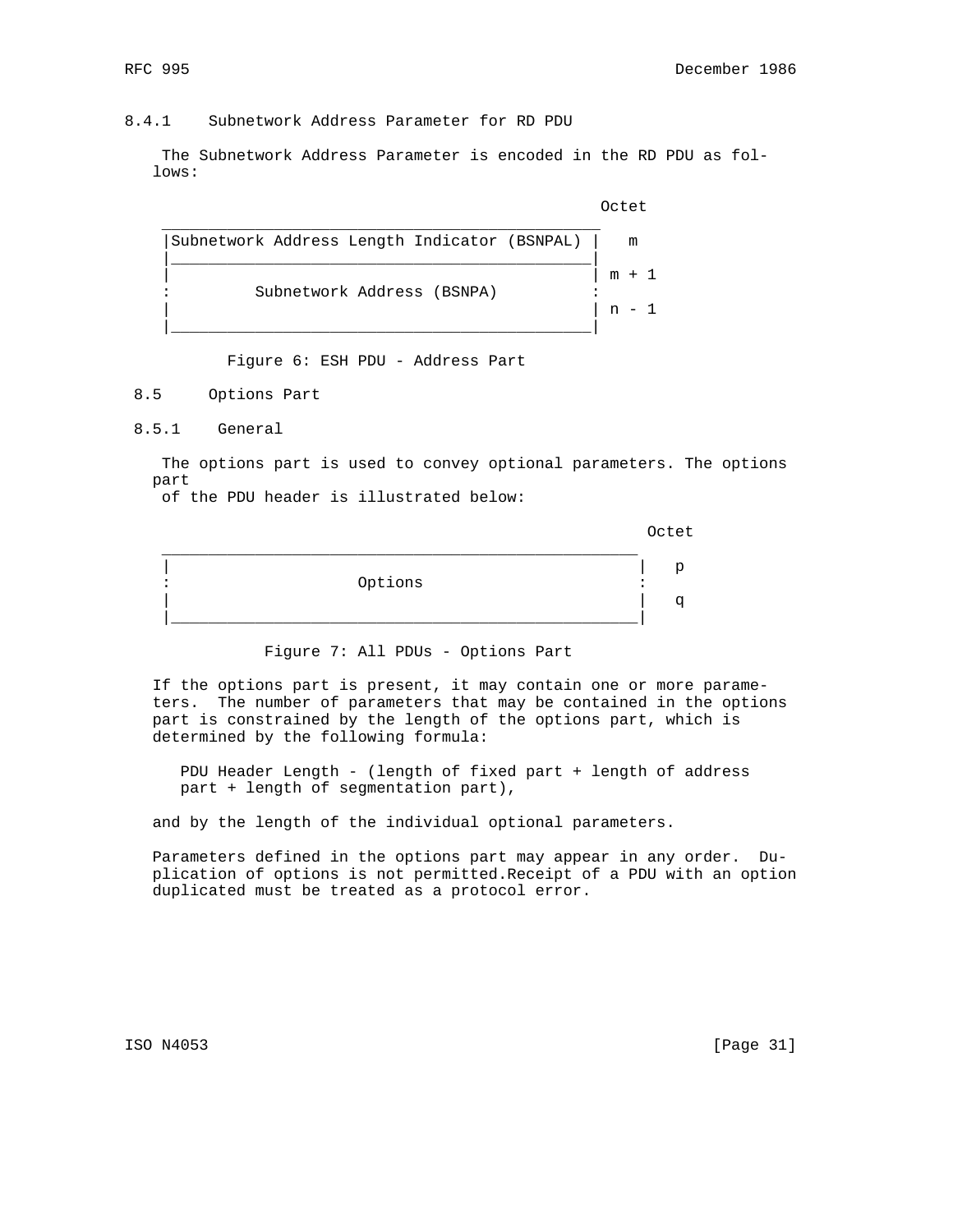### 8.4.1 Subnetwork Address Parameter for RD PDU

The Subnetwork Address Parameter is encoded in the RD PDU as follows:

```
                                                 Octet
 ______________________________________________
|Subnetwork Address Length Indicator (BSNPAL) |   m
|_____________________________________________|
|                                             | m + 1
:         Subnetwork Address (BSNPA)          :
|                                             | n - 1
|_____________________________________________|
```

Figure 6: ESH PDU - Address Part

## 8.5 Options Part

### 8.5.1 General

The options part is used to convey optional parameters. The options part
of the PDU header is illustrated below:

```
                                                      Octet
 ___________________________________________________
|                                                   |   p
:                     Options                       :
|                                                   |   q
|___________________________________________________|
```

Figure 7: All PDUs - Options Part

If the options part is present, it may contain one or more parameters. The number of parameters that may be contained in the options part is constrained by the length of the options part, which is determined by the following formula:

PDU Header Length - (length of fixed part + length of address part + length of segmentation part),

and by the length of the individual optional parameters.

Parameters defined in the options part may appear in any order. Duplication of options is not permitted.Receipt of a PDU with an option duplicated must be treated as a protocol error.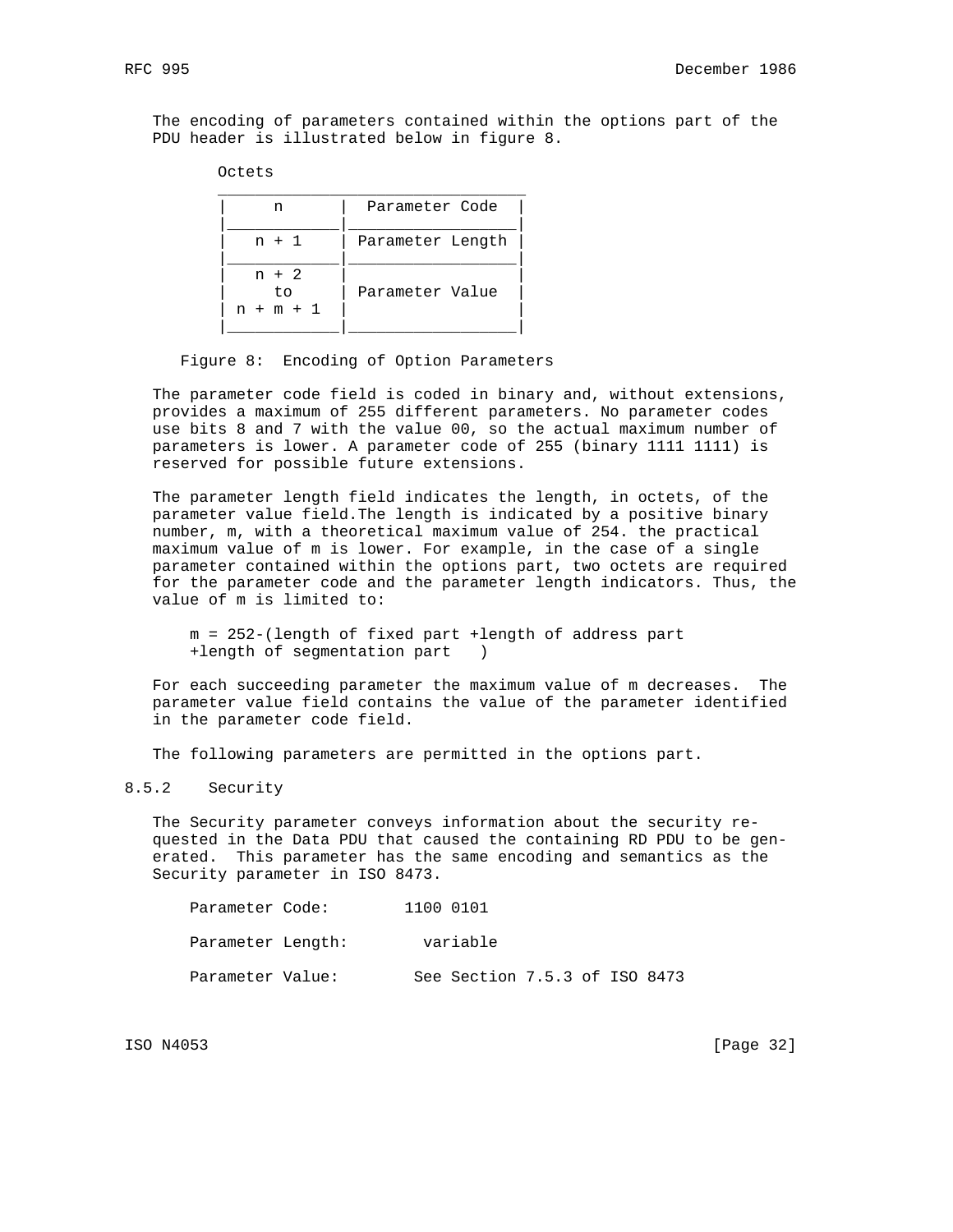The encoding of parameters contained within the options part of the PDU header is illustrated below in figure 8.

| Octets | |
|---|---|
| n | Parameter Code |
| n + 1 | Parameter Length |
| n + 2 to n + m + 1 | Parameter Value |

Figure 8: Encoding of Option Parameters

The parameter code field is coded in binary and, without extensions, provides a maximum of 255 different parameters. No parameter codes use bits 8 and 7 with the value 00, so the actual maximum number of parameters is lower. A parameter code of 255 (binary 1111 1111) is reserved for possible future extensions.

The parameter length field indicates the length, in octets, of the parameter value field.The length is indicated by a positive binary number, m, with a theoretical maximum value of 254. the practical maximum value of m is lower. For example, in the case of a single parameter contained within the options part, two octets are required for the parameter code and the parameter length indicators. Thus, the value of m is limited to:

```
m = 252-(length of fixed part +length of address part
+length of segmentation part   )
```

For each succeeding parameter the maximum value of m decreases. The parameter value field contains the value of the parameter identified in the parameter code field.

The following parameters are permitted in the options part.

### 8.5.2 Security

The Security parameter conveys information about the security requested in the Data PDU that caused the containing RD PDU to be generated. This parameter has the same encoding and semantics as the Security parameter in ISO 8473.

```
Parameter Code:        1100 0101

Parameter Length:        variable

Parameter Value:       See Section 7.5.3 of ISO 8473
```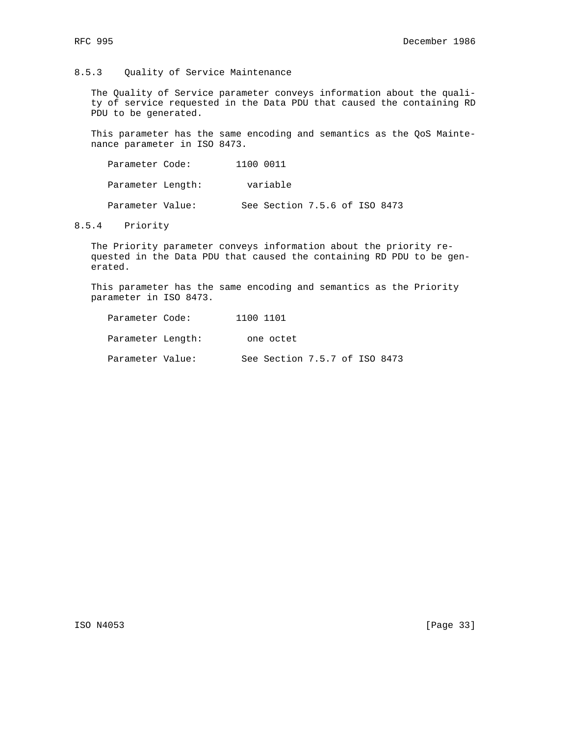### 8.5.3 Quality of Service Maintenance

The Quality of Service parameter conveys information about the quality of service requested in the Data PDU that caused the containing RD PDU to be generated.

This parameter has the same encoding and semantics as the QoS Maintenance parameter in ISO 8473.

```
Parameter Code:        1100 0011

Parameter Length:        variable

Parameter Value:        See Section 7.5.6 of ISO 8473
```

### 8.5.4 Priority

The Priority parameter conveys information about the priority requested in the Data PDU that caused the containing RD PDU to be generated.

This parameter has the same encoding and semantics as the Priority parameter in ISO 8473.

```
Parameter Code:        1100 1101

Parameter Length:        one octet

Parameter Value:        See Section 7.5.7 of ISO 8473
```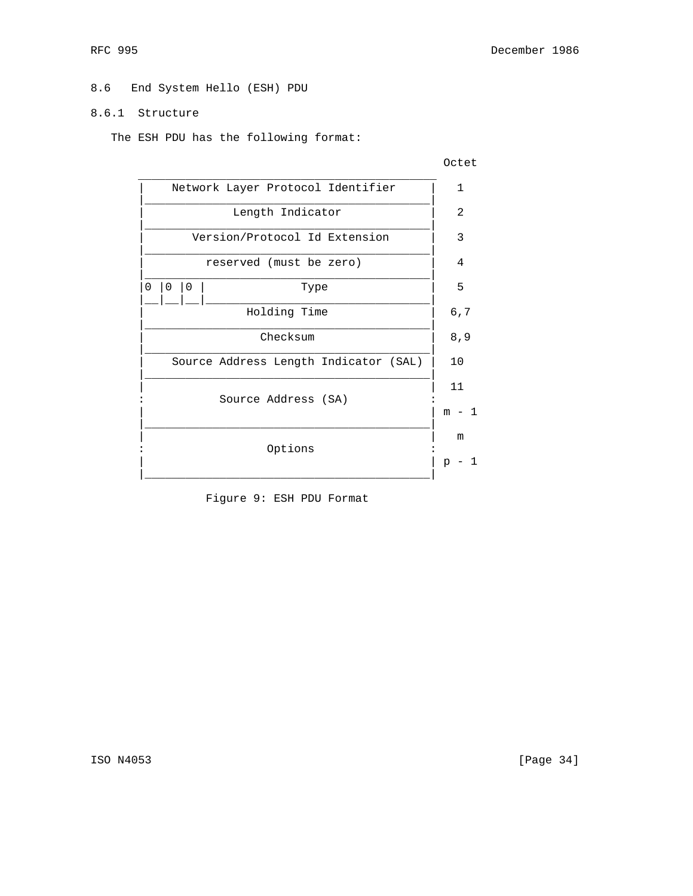### 8.6 End System Hello (ESH) PDU

#### 8.6.1 Structure

The ESH PDU has the following format:

```
                                                      Octet
          _____________________________________________
         |    Network Layer Protocol Identifier      |   1
         |___________________________________________|
         |             Length Indicator              |   2
         |___________________________________________|
         |      Version/Protocol Id Extension        |   3
         |___________________________________________|
         |         reserved (must be zero)           |   4
         |___________________________________________|
         |0 |0 |0 |            Type                  |   5
         |__|__|__|__________________________________|
         |              Holding Time                 |  6,7
         |___________________________________________|
         |                Checksum                   |  8,9
         |___________________________________________|
         |    Source Address Length Indicator (SAL)  |  10
         |___________________________________________|
         |                                           |  11
         :           Source Address (SA)             :
         |                                           | m - 1
         |___________________________________________|
         |                                           |   m
         :                  Options                  :
         |                                           | p - 1
         |___________________________________________|
```

Figure 9: ESH PDU Format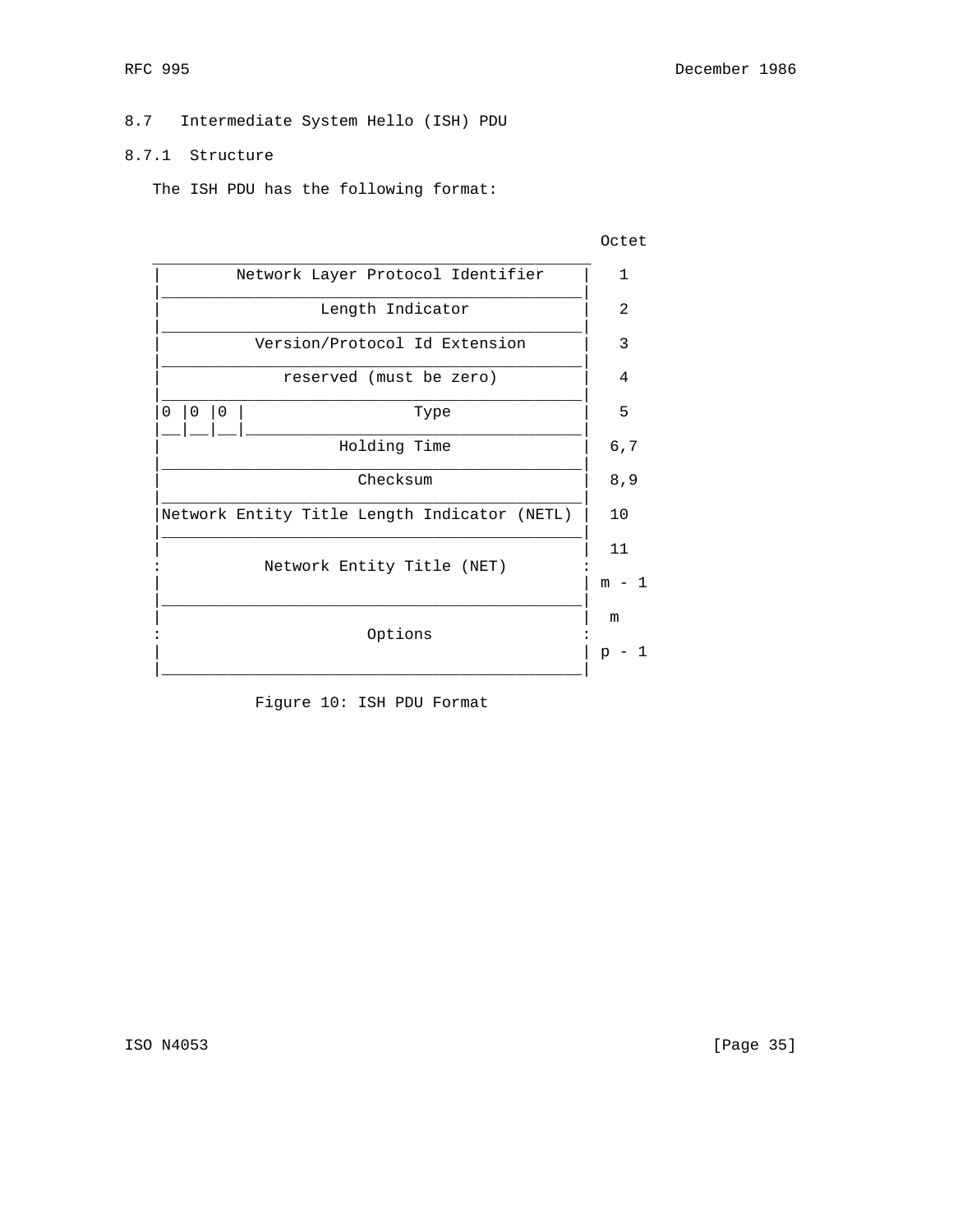## 8.7 Intermediate System Hello (ISH) PDU

### 8.7.1 Structure

The ISH PDU has the following format:

```
                                                 Octet
 _______________________________________________
|        Network Layer Protocol Identifier     |   1
|______________________________________________|
|                 Length Indicator             |   2
|______________________________________________|
|          Version/Protocol Id Extension       |   3
|______________________________________________|
|             reserved (must be zero)          |   4
|______________________________________________|
|0 |0 |0 |                 Type                |   5
|__|__|__|_____________________________________|
|                   Holding Time               |  6,7
|______________________________________________|
|                     Checksum                 |  8,9
|______________________________________________|
|Network Entity Title Length Indicator (NETL)  |  10
|______________________________________________|
|                                              |  11
:           Network Entity Title (NET)         :
|                                              | m - 1
|______________________________________________|
|                                              |  m
:                      Options                 :
|                                              | p - 1
|______________________________________________|
```

Figure 10: ISH PDU Format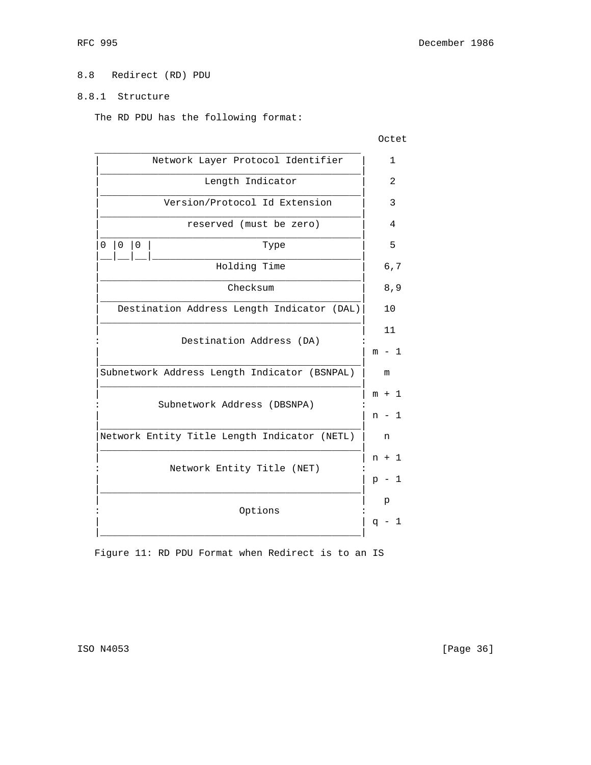## 8.8 Redirect (RD) PDU

### 8.8.1 Structure

The RD PDU has the following format:

```
                                                    Octet
 ______________________________________________
|         Network Layer Protocol Identifier    |     1
|______________________________________________|
|                 Length Indicator             |     2
|______________________________________________|
|           Version/Protocol Id Extension      |     3
|______________________________________________|
|              reserved (must be zero)         |     4
|______________________________________________|
|0 |0 |0 |                 Type                |     5
|__|__|__|_____________________________________|
|                   Holding Time               |    6,7
|______________________________________________|
|                     Checksum                 |    8,9
|______________________________________________|
|   Destination Address Length Indicator (DAL)|    10
|______________________________________________|
|                                              |    11
:             Destination Address (DA)         :
|                                              |  m - 1
|______________________________________________|
|Subnetwork Address Length Indicator (BSNPAL) |     m
|______________________________________________|
|                                              |  m + 1
:          Subnetwork Address (DBSNPA)         :
|                                              |  n - 1
|______________________________________________|
|Network Entity Title Length Indicator (NETL) |     n
|______________________________________________|
|                                              |  n + 1
:            Network Entity Title (NET)        :
|                                              |  p - 1
|______________________________________________|
|                                              |    p
:                      Options                 :
|                                              |  q - 1
|______________________________________________|
```

Figure 11: RD PDU Format when Redirect is to an IS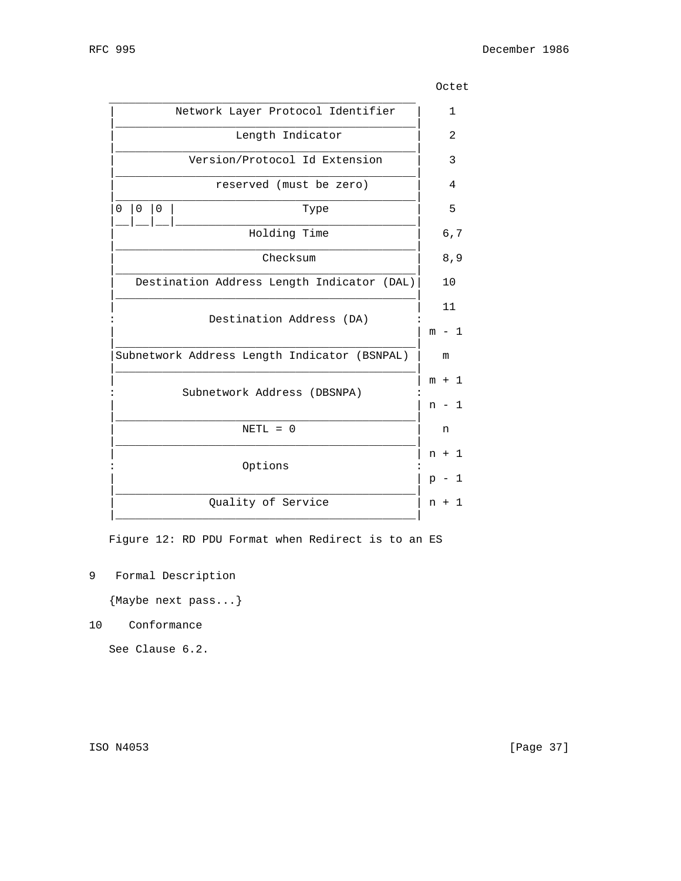```
                                                Octet
  _____________________________________________
 |        Network Layer Protocol Identifier    |    1
 |_____________________________________________|
 |                Length Indicator             |    2
 |_____________________________________________|
 |         Version/Protocol Id Extension       |    3
 |_____________________________________________|
 |             reserved (must be zero)         |    4
 |_____________________________________________|
 |0 |0 |0 |                 Type               |    5
 |__|__|__|____________________________________|
 |                  Holding Time               |   6,7
 |_____________________________________________|
 |                    Checksum                 |   8,9
 |_____________________________________________|
 |   Destination Address Length Indicator (DAL)|   10
 |_____________________________________________|
 |                                             |   11
 :             Destination Address (DA)        :
 |                                             | m - 1
 |_____________________________________________|
 |Subnetwork Address Length Indicator (BSNPAL) |   m
 |_____________________________________________|
 |                                             | m + 1
 :         Subnetwork Address (DBSNPA)         :
 |                                             | n - 1
 |_____________________________________________|
 |                  NETL = 0                   |   n
 |_____________________________________________|
 |                                             | n + 1
 :                  Options                    :
 |                                             | p - 1
 |_____________________________________________|
 |             Quality of Service              | n + 1
 |_____________________________________________|
```

Figure 12: RD PDU Format when Redirect is to an ES

## 9 Formal Description

{Maybe next pass...}

## 10 Conformance

See Clause 6.2.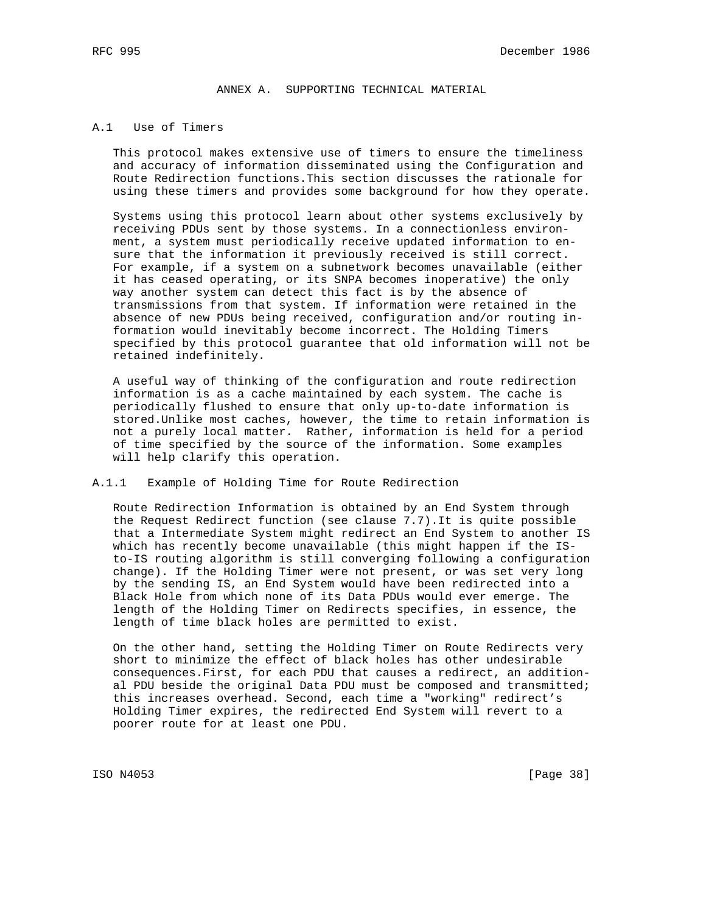## ANNEX A. SUPPORTING TECHNICAL MATERIAL

### A.1 Use of Timers

This protocol makes extensive use of timers to ensure the timeliness and accuracy of information disseminated using the Configuration and Route Redirection functions.This section discusses the rationale for using these timers and provides some background for how they operate.

Systems using this protocol learn about other systems exclusively by receiving PDUs sent by those systems. In a connectionless environment, a system must periodically receive updated information to ensure that the information it previously received is still correct. For example, if a system on a subnetwork becomes unavailable (either it has ceased operating, or its SNPA becomes inoperative) the only way another system can detect this fact is by the absence of transmissions from that system. If information were retained in the absence of new PDUs being received, configuration and/or routing information would inevitably become incorrect. The Holding Timers specified by this protocol guarantee that old information will not be retained indefinitely.

A useful way of thinking of the configuration and route redirection information is as a cache maintained by each system. The cache is periodically flushed to ensure that only up-to-date information is stored.Unlike most caches, however, the time to retain information is not a purely local matter. Rather, information is held for a period of time specified by the source of the information. Some examples will help clarify this operation.

#### A.1.1 Example of Holding Time for Route Redirection

Route Redirection Information is obtained by an End System through the Request Redirect function (see clause 7.7).It is quite possible that a Intermediate System might redirect an End System to another IS which has recently become unavailable (this might happen if the IS-to-IS routing algorithm is still converging following a configuration change). If the Holding Timer were not present, or was set very long by the sending IS, an End System would have been redirected into a Black Hole from which none of its Data PDUs would ever emerge. The length of the Holding Timer on Redirects specifies, in essence, the length of time black holes are permitted to exist.

On the other hand, setting the Holding Timer on Route Redirects very short to minimize the effect of black holes has other undesirable consequences.First, for each PDU that causes a redirect, an additional PDU beside the original Data PDU must be composed and transmitted; this increases overhead. Second, each time a "working" redirect's Holding Timer expires, the redirected End System will revert to a poorer route for at least one PDU.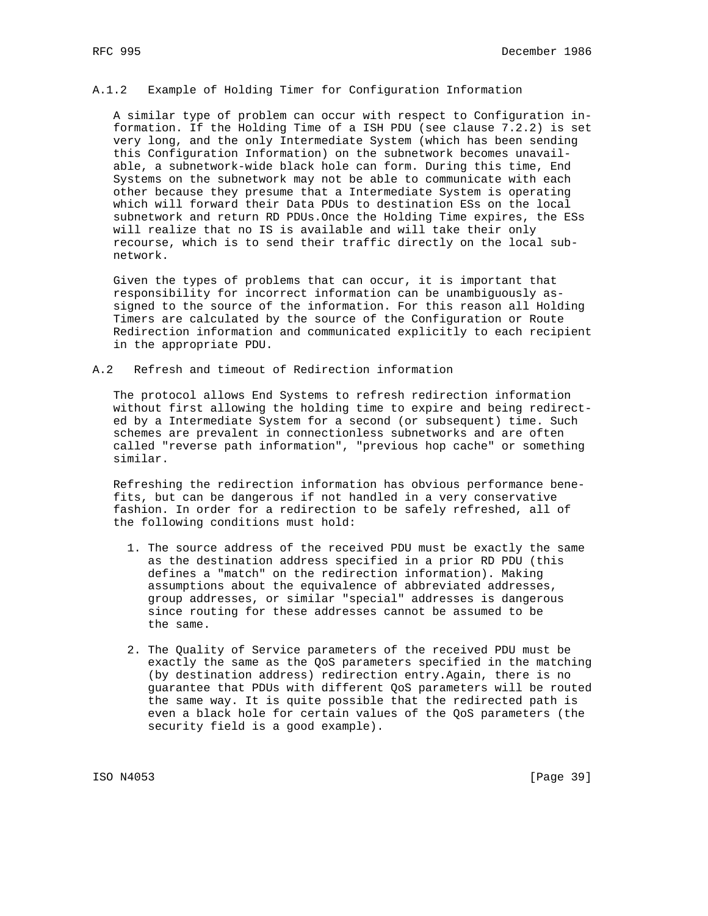### A.1.2 Example of Holding Timer for Configuration Information

A similar type of problem can occur with respect to Configuration information. If the Holding Time of a ISH PDU (see clause 7.2.2) is set very long, and the only Intermediate System (which has been sending this Configuration Information) on the subnetwork becomes unavailable, a subnetwork-wide black hole can form. During this time, End Systems on the subnetwork may not be able to communicate with each other because they presume that a Intermediate System is operating which will forward their Data PDUs to destination ESs on the local subnetwork and return RD PDUs.Once the Holding Time expires, the ESs will realize that no IS is available and will take their only recourse, which is to send their traffic directly on the local subnetwork.

Given the types of problems that can occur, it is important that responsibility for incorrect information can be unambiguously assigned to the source of the information. For this reason all Holding Timers are calculated by the source of the Configuration or Route Redirection information and communicated explicitly to each recipient in the appropriate PDU.

## A.2 Refresh and timeout of Redirection information

The protocol allows End Systems to refresh redirection information without first allowing the holding time to expire and being redirected by a Intermediate System for a second (or subsequent) time. Such schemes are prevalent in connectionless subnetworks and are often called "reverse path information", "previous hop cache" or something similar.

Refreshing the redirection information has obvious performance benefits, but can be dangerous if not handled in a very conservative fashion. In order for a redirection to be safely refreshed, all of the following conditions must hold:

1. The source address of the received PDU must be exactly the same as the destination address specified in a prior RD PDU (this defines a "match" on the redirection information). Making assumptions about the equivalence of abbreviated addresses, group addresses, or similar "special" addresses is dangerous since routing for these addresses cannot be assumed to be the same.

2. The Quality of Service parameters of the received PDU must be exactly the same as the QoS parameters specified in the matching (by destination address) redirection entry.Again, there is no guarantee that PDUs with different QoS parameters will be routed the same way. It is quite possible that the redirected path is even a black hole for certain values of the QoS parameters (the security field is a good example).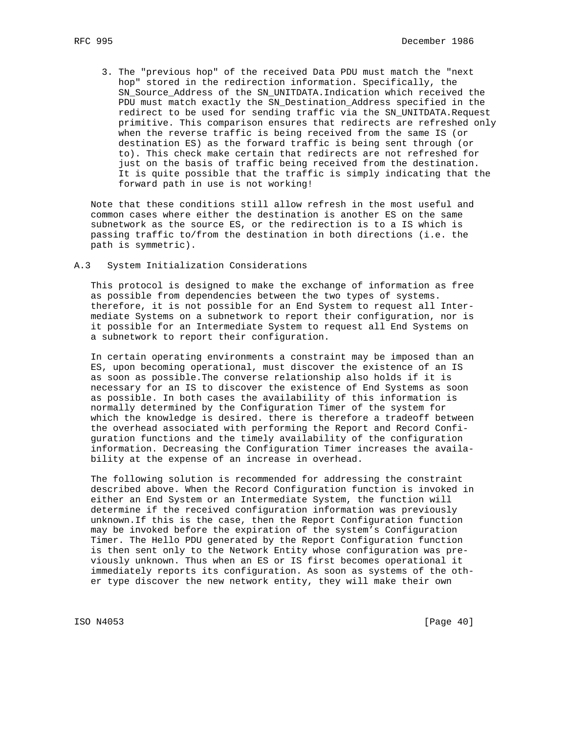3. The "previous hop" of the received Data PDU must match the "next hop" stored in the redirection information. Specifically, the SN_Source_Address of the SN_UNITDATA.Indication which received the PDU must match exactly the SN_Destination_Address specified in the redirect to be used for sending traffic via the SN_UNITDATA.Request primitive. This comparison ensures that redirects are refreshed only when the reverse traffic is being received from the same IS (or destination ES) as the forward traffic is being sent through (or to). This check make certain that redirects are not refreshed for just on the basis of traffic being received from the destination. It is quite possible that the traffic is simply indicating that the forward path in use is not working!

Note that these conditions still allow refresh in the most useful and common cases where either the destination is another ES on the same subnetwork as the source ES, or the redirection is to a IS which is passing traffic to/from the destination in both directions (i.e. the path is symmetric).

## A.3 System Initialization Considerations

This protocol is designed to make the exchange of information as free as possible from dependencies between the two types of systems. therefore, it is not possible for an End System to request all Intermediate Systems on a subnetwork to report their configuration, nor is it possible for an Intermediate System to request all End Systems on a subnetwork to report their configuration.

In certain operating environments a constraint may be imposed than an ES, upon becoming operational, must discover the existence of an IS as soon as possible.The converse relationship also holds if it is necessary for an IS to discover the existence of End Systems as soon as possible. In both cases the availability of this information is normally determined by the Configuration Timer of the system for which the knowledge is desired. there is therefore a tradeoff between the overhead associated with performing the Report and Record Configuration functions and the timely availability of the configuration information. Decreasing the Configuration Timer increases the availability at the expense of an increase in overhead.

The following solution is recommended for addressing the constraint described above. When the Record Configuration function is invoked in either an End System or an Intermediate System, the function will determine if the received configuration information was previously unknown.If this is the case, then the Report Configuration function may be invoked before the expiration of the system's Configuration Timer. The Hello PDU generated by the Report Configuration function is then sent only to the Network Entity whose configuration was previously unknown. Thus when an ES or IS first becomes operational it immediately reports its configuration. As soon as systems of the other type discover the new network entity, they will make their own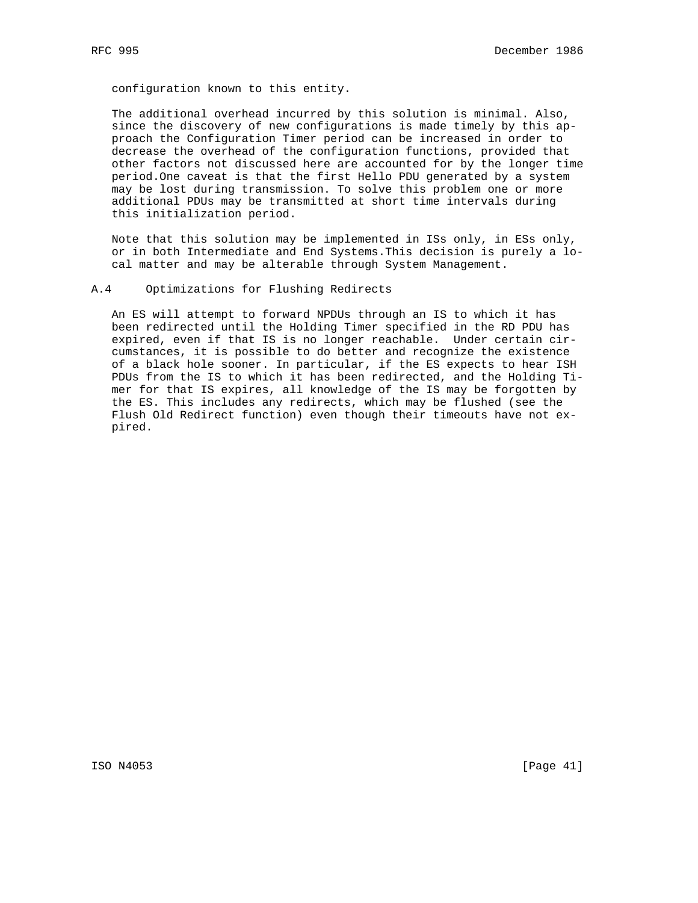configuration known to this entity.

The additional overhead incurred by this solution is minimal. Also, since the discovery of new configurations is made timely by this approach the Configuration Timer period can be increased in order to decrease the overhead of the configuration functions, provided that other factors not discussed here are accounted for by the longer time period.One caveat is that the first Hello PDU generated by a system may be lost during transmission. To solve this problem one or more additional PDUs may be transmitted at short time intervals during this initialization period.

Note that this solution may be implemented in ISs only, in ESs only, or in both Intermediate and End Systems.This decision is purely a local matter and may be alterable through System Management.

## A.4 Optimizations for Flushing Redirects

An ES will attempt to forward NPDUs through an IS to which it has been redirected until the Holding Timer specified in the RD PDU has expired, even if that IS is no longer reachable. Under certain circumstances, it is possible to do better and recognize the existence of a black hole sooner. In particular, if the ES expects to hear ISH PDUs from the IS to which it has been redirected, and the Holding Timer for that IS expires, all knowledge of the IS may be forgotten by the ES. This includes any redirects, which may be flushed (see the Flush Old Redirect function) even though their timeouts have not expired.